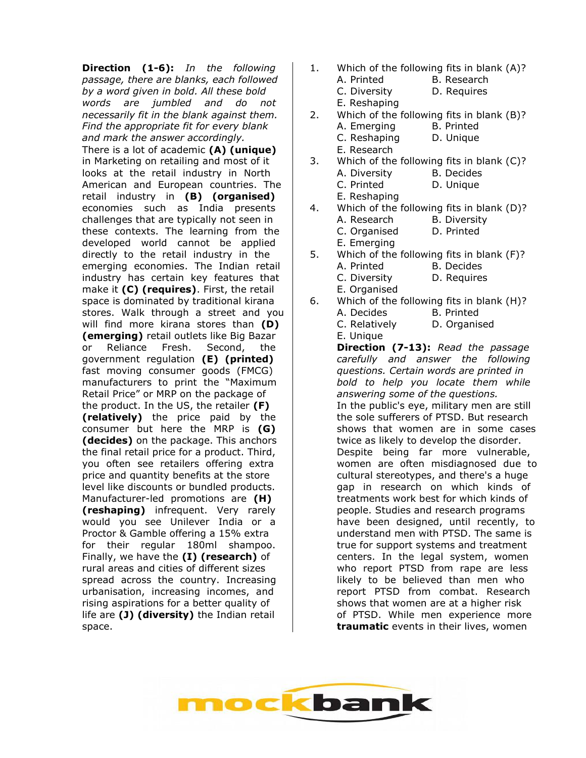**Direction (1-6):** *In the following passage, there are blanks, each followed by a word given in bold. All these bold words are jumbled and do not necessarily fit in the blank against them. Find the appropriate fit for every blank and mark the answer accordingly.*

There is a lot of academic **(A) (unique)** in Marketing on retailing and most of it looks at the retail industry in North American and European countries. The retail industry in **(B) (organised)** economies such as India presents challenges that are typically not seen in these contexts. The learning from the developed world cannot be applied directly to the retail industry in the emerging economies. The Indian retail industry has certain key features that make it **(C) (requires)**. First, the retail space is dominated by traditional kirana stores. Walk through a street and you will find more kirana stores than **(D) (emerging)** retail outlets like Big Bazar or Reliance Fresh. Second, the government regulation **(E) (printed)** fast moving consumer goods (FMCG) manufacturers to print the "Maximum Retail Price" or MRP on the package of the product. In the US, the retailer **(F) (relatively)** the price paid by the consumer but here the MRP is **(G) (decides)** on the package. This anchors the final retail price for a product. Third, you often see retailers offering extra price and quantity benefits at the store level like discounts or bundled products. Manufacturer-led promotions are **(H) (reshaping)** infrequent. Very rarely would you see Unilever India or a Proctor & Gamble offering a 15% extra for their regular 180ml shampoo. Finally, we have the **(I) (research)** of rural areas and cities of different sizes spread across the country. Increasing urbanisation, increasing incomes, and rising aspirations for a better quality of life are **(J) (diversity)** the Indian retail space.

1. Which of the following fits in blank (A)?
   A. Printed
   B. Research
   C. Diversity
   D. Requires
   E. Reshaping

2. Which of the following fits in blank (B)?
   A. Emerging
   B. Printed
   C. Reshaping
   D. Unique
   E. Research

3. Which of the following fits in blank (C)?
   A. Diversity
   B. Decides
   C. Printed
   D. Unique
   E. Reshaping

4. Which of the following fits in blank (D)?
   A. Research
   B. Diversity
   C. Organised
   D. Printed
   E. Emerging

5. Which of the following fits in blank (F)?
   A. Printed
   B. Decides
   C. Diversity
   D. Requires
   E. Organised

6. Which of the following fits in blank (H)?
   A. Decides
   B. Printed
   C. Relatively
   D. Organised
   E. Unique

**Direction (7-13):** *Read the passage carefully and answer the following questions. Certain words are printed in bold to help you locate them while answering some of the questions.*

In the public's eye, military men are still the sole sufferers of PTSD. But research shows that women are in some cases twice as likely to develop the disorder. Despite being far more vulnerable, women are often misdiagnosed due to cultural stereotypes, and there's a huge gap in research on which kinds of treatments work best for which kinds of people. Studies and research programs have been designed, until recently, to understand men with PTSD. The same is true for support systems and treatment centers. In the legal system, women who report PTSD from rape are less likely to be believed than men who report PTSD from combat. Research shows that women are at a higher risk of PTSD. While men experience more **traumatic** events in their lives, women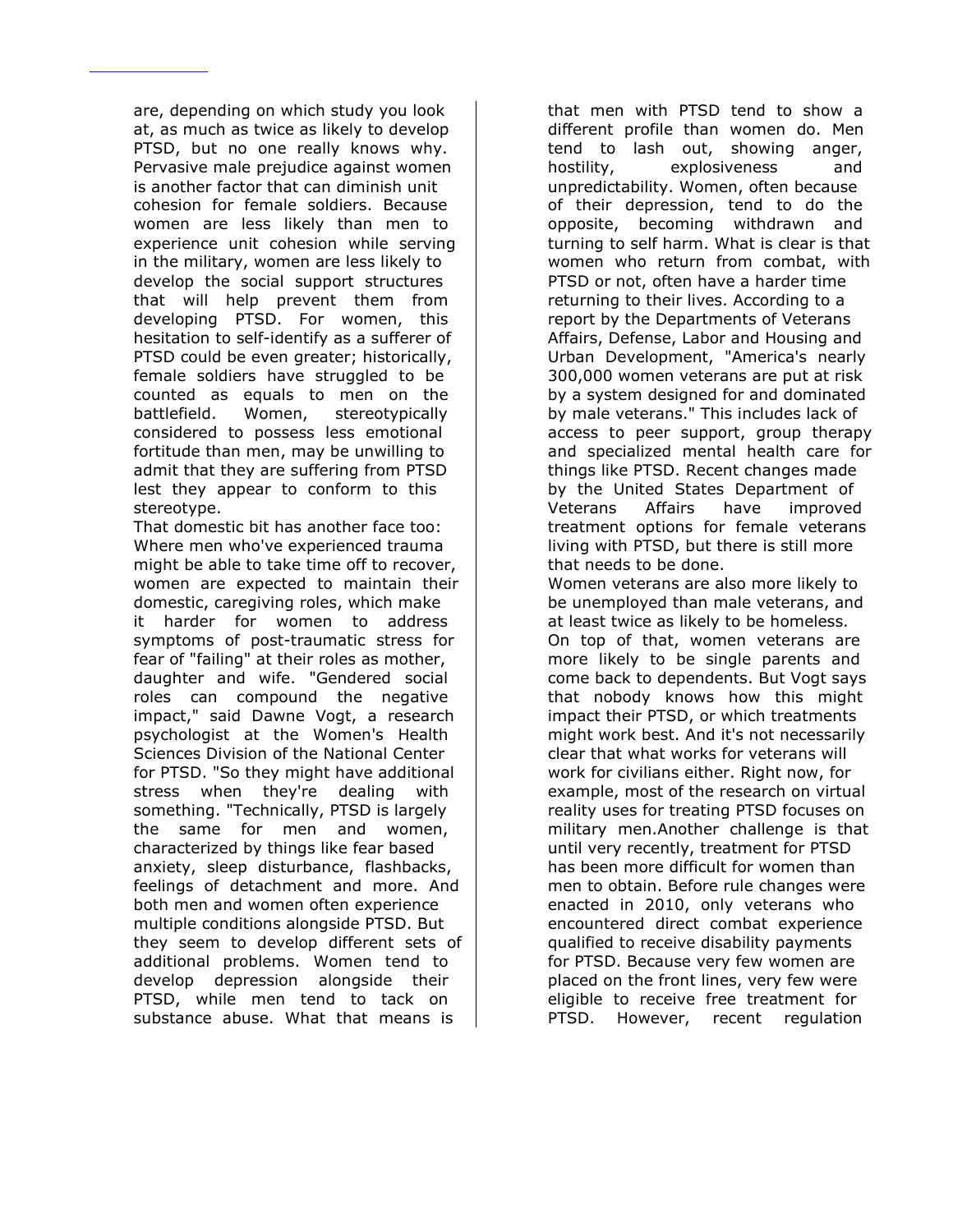are, depending on which study you look at, as much as twice as likely to develop PTSD, but no one really knows why. Pervasive male prejudice against women is another factor that can diminish unit cohesion for female soldiers. Because women are less likely than men to experience unit cohesion while serving in the military, women are less likely to develop the social support structures that will help prevent them from developing PTSD. For women, this hesitation to self-identify as a sufferer of PTSD could be even greater; historically, female soldiers have struggled to be counted as equals to men on the battlefield. Women, stereotypically considered to possess less emotional fortitude than men, may be unwilling to admit that they are suffering from PTSD lest they appear to conform to this stereotype.

That domestic bit has another face too: Where men who've experienced trauma might be able to take time off to recover, women are expected to maintain their domestic, caregiving roles, which make it harder for women to address symptoms of post-traumatic stress for fear of "failing" at their roles as mother, daughter and wife. "Gendered social roles can compound the negative impact," said Dawne Vogt, a research psychologist at the Women's Health Sciences Division of the National Center for PTSD. "So they might have additional stress when they're dealing with something. "Technically, PTSD is largely the same for men and women, characterized by things like fear based anxiety, sleep disturbance, flashbacks, feelings of detachment and more. And both men and women often experience multiple conditions alongside PTSD. But they seem to develop different sets of additional problems. Women tend to develop depression alongside their PTSD, while men tend to tack on substance abuse. What that means is that men with PTSD tend to show a different profile than women do. Men tend to lash out, showing anger, hostility, explosiveness and unpredictability. Women, often because of their depression, tend to do the opposite, becoming withdrawn and turning to self harm. What is clear is that women who return from combat, with PTSD or not, often have a harder time returning to their lives. According to a report by the Departments of Veterans Affairs, Defense, Labor and Housing and Urban Development, "America's nearly 300,000 women veterans are put at risk by a system designed for and dominated by male veterans." This includes lack of access to peer support, group therapy and specialized mental health care for things like PTSD. Recent changes made by the United States Department of Veterans Affairs have improved treatment options for female veterans living with PTSD, but there is still more that needs to be done.

Women veterans are also more likely to be unemployed than male veterans, and at least twice as likely to be homeless. On top of that, women veterans are more likely to be single parents and come back to dependents. But Vogt says that nobody knows how this might impact their PTSD, or which treatments might work best. And it's not necessarily clear that what works for veterans will work for civilians either. Right now, for example, most of the research on virtual reality uses for treating PTSD focuses on military men.Another challenge is that until very recently, treatment for PTSD has been more difficult for women than men to obtain. Before rule changes were enacted in 2010, only veterans who encountered direct combat experience qualified to receive disability payments for PTSD. Because very few women are placed on the front lines, very few were eligible to receive free treatment for PTSD. However, recent regulation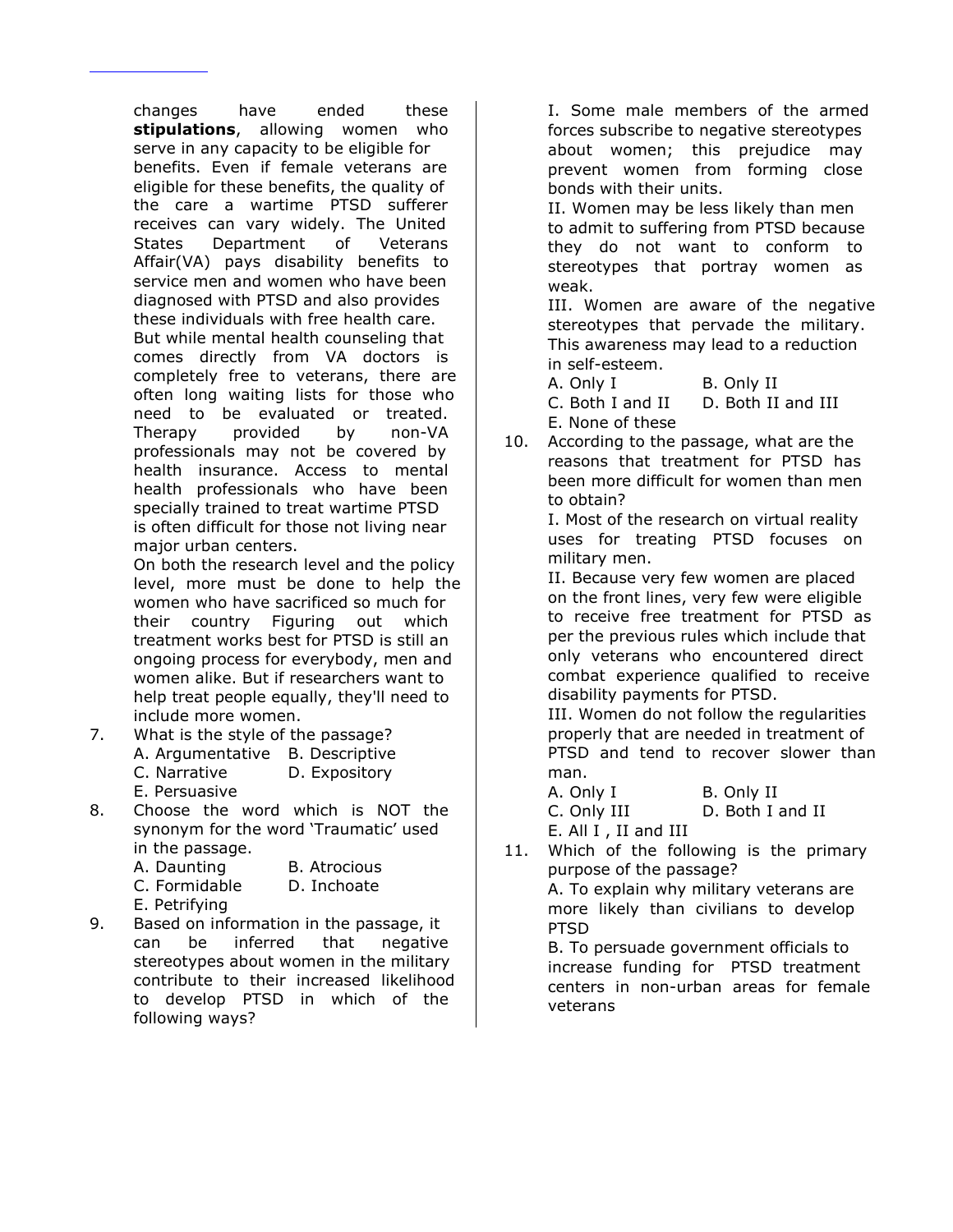changes have ended these **stipulations**, allowing women who serve in any capacity to be eligible for benefits. Even if female veterans are eligible for these benefits, the quality of the care a wartime PTSD sufferer receives can vary widely. The United States Department of Veterans Affair(VA) pays disability benefits to service men and women who have been diagnosed with PTSD and also provides these individuals with free health care. But while mental health counseling that comes directly from VA doctors is completely free to veterans, there are often long waiting lists for those who need to be evaluated or treated. Therapy provided by non-VA professionals may not be covered by health insurance. Access to mental health professionals who have been specially trained to treat wartime PTSD is often difficult for those not living near major urban centers.

On both the research level and the policy level, more must be done to help the women who have sacrificed so much for their country Figuring out which treatment works best for PTSD is still an ongoing process for everybody, men and women alike. But if researchers want to help treat people equally, they'll need to include more women.

7. What is the style of the passage?
   A. Argumentative B. Descriptive
   C. Narrative D. Expository
   E. Persuasive

8. Choose the word which is NOT the synonym for the word 'Traumatic' used in the passage.
   A. Daunting B. Atrocious
   C. Formidable D. Inchoate
   E. Petrifying

9. Based on information in the passage, it can be inferred that negative stereotypes about women in the military contribute to their increased likelihood to develop PTSD in which of the following ways?
   I. Some male members of the armed forces subscribe to negative stereotypes about women; this prejudice may prevent women from forming close bonds with their units.
   II. Women may be less likely than men to admit to suffering from PTSD because they do not want to conform to stereotypes that portray women as weak.
   III. Women are aware of the negative stereotypes that pervade the military. This awareness may lead to a reduction in self-esteem.
   A. Only I B. Only II
   C. Both I and II D. Both II and III
   E. None of these

10. According to the passage, what are the reasons that treatment for PTSD has been more difficult for women than men to obtain?
    I. Most of the research on virtual reality uses for treating PTSD focuses on military men.
    II. Because very few women are placed on the front lines, very few were eligible to receive free treatment for PTSD as per the previous rules which include that only veterans who encountered direct combat experience qualified to receive disability payments for PTSD.
    III. Women do not follow the regularities properly that are needed in treatment of PTSD and tend to recover slower than man.
    A. Only I B. Only II
    C. Only III D. Both I and II
    E. All I , II and III

11. Which of the following is the primary purpose of the passage?
    A. To explain why military veterans are more likely than civilians to develop PTSD
    B. To persuade government officials to increase funding for PTSD treatment centers in non-urban areas for female veterans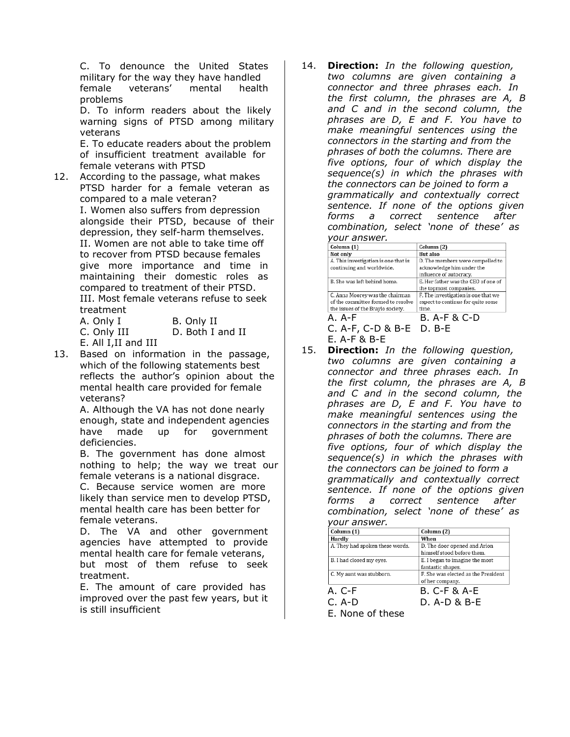C. To denounce the United States military for the way they have handled female veterans' mental health problems

D. To inform readers about the likely warning signs of PTSD among military veterans

E. To educate readers about the problem of insufficient treatment available for female veterans with PTSD

12. According to the passage, what makes PTSD harder for a female veteran as compared to a male veteran?

I. Women also suffers from depression alongside their PTSD, because of their depression, they self-harm themselves.

II. Women are not able to take time off to recover from PTSD because females give more importance and time in maintaining their domestic roles as compared to treatment of their PTSD.

III. Most female veterans refuse to seek treatment

A. Only I
B. Only II
C. Only III
D. Both I and II
E. All I,II and III

13. Based on information in the passage, which of the following statements best reflects the author's opinion about the mental health care provided for female veterans?

A. Although the VA has not done nearly enough, state and independent agencies have made up for government deficiencies.

B. The government has done almost nothing to help; the way we treat our female veterans is a national disgrace.

C. Because service women are more likely than service men to develop PTSD, mental health care has been better for female veterans.

D. The VA and other government agencies have attempted to provide mental health care for female veterans, but most of them refuse to seek treatment.

E. The amount of care provided has improved over the past few years, but it is still insufficient

14. **Direction:** *In the following question, two columns are given containing a connector and three phrases each. In the first column, the phrases are A, B and C and in the second column, the phrases are D, E and F. You have to make meaningful sentences using the connectors in the starting and from the phrases of both the columns. There are five options, four of which display the sequence(s) in which the phrases with the connectors can be joined to form a grammatically and contextually correct sentence. If none of the options given forms a correct sentence after combination, select 'none of these' as your answer.*

| Column (1) | Column (2) |
|---|---|
| Not only | But also |
| A. This investigation is one that is continuing and worldwide. | D. The members were compelled to acknowledge him under the influence of autocracy. |
| B. She was left behind home. | E. Her father was the CEO of one of the topmost companies. |
| C. Anna Moorey was the chairman of the committee formed to resolve the issues of the Braylo society. | F. The investigation is one that we expect to continue for quite some time. |

A. A-F
B. A-F & C-D
C. A-F, C-D & B-E
D. B-E
E. A-F & B-E

15. **Direction:** *In the following question, two columns are given containing a connector and three phrases each. In the first column, the phrases are A, B and C and in the second column, the phrases are D, E and F. You have to make meaningful sentences using the connectors in the starting and from the phrases of both the columns. There are five options, four of which display the sequence(s) in which the phrases with the connectors can be joined to form a grammatically and contextually correct sentence. If none of the options given forms a correct sentence after combination, select 'none of these' as your answer.*

| Column (1) | Column (2) |
|---|---|
| Hardly | When |
| A. They had spoken these words. | D. The door opened and Arion himself stood before them. |
| B. I had closed my eyes. | E. I began to imagine the most fantastic shapes. |
| C. My aunt was stubborn. | F. She was elected as the President of her company. |

A. C-F
B. C-F & A-E
C. A-D
D. A-D & B-E
E. None of these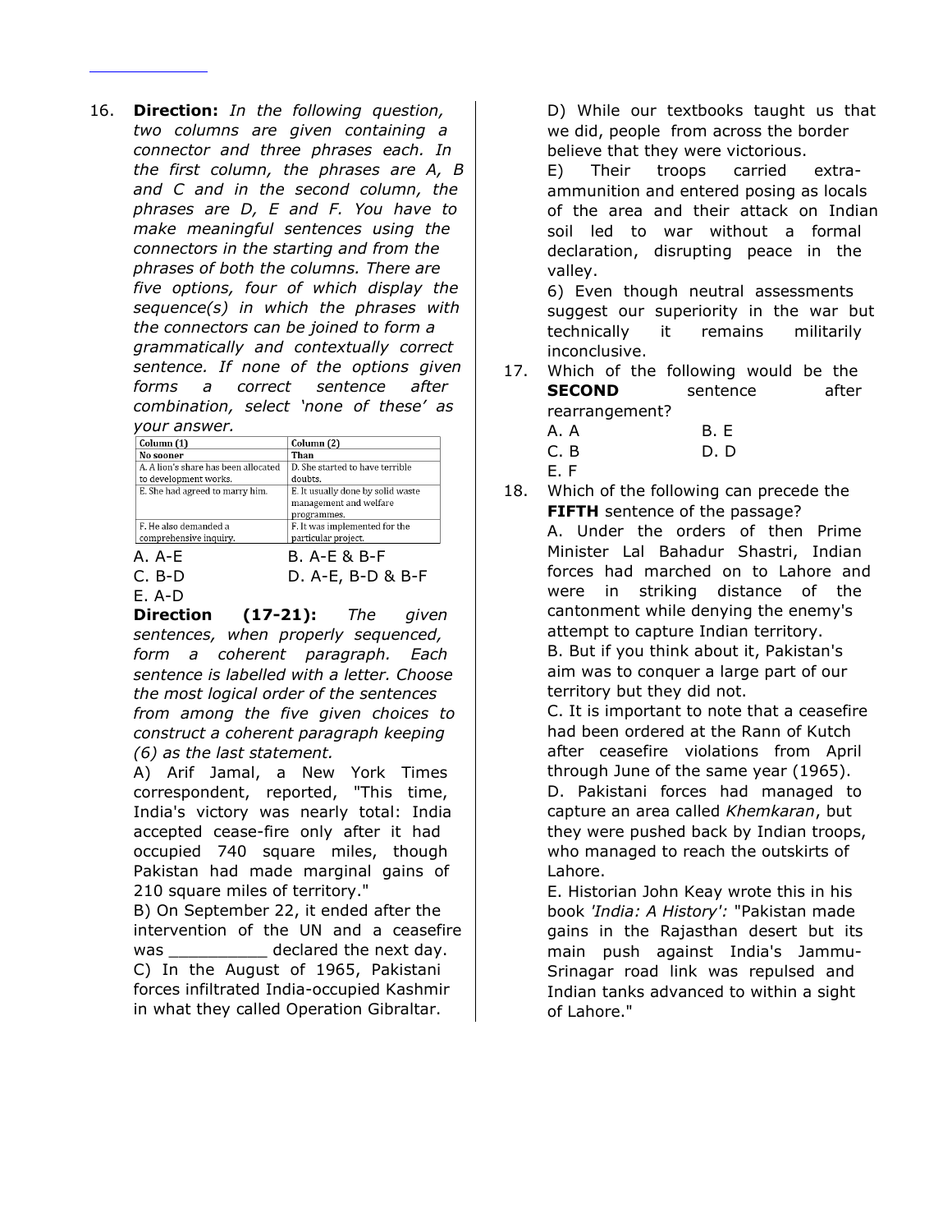16. **Direction:** *In the following question, two columns are given containing a connector and three phrases each. In the first column, the phrases are A, B and C and in the second column, the phrases are D, E and F. You have to make meaningful sentences using the connectors in the starting and from the phrases of both the columns. There are five options, four of which display the sequence(s) in which the phrases with the connectors can be joined to form a grammatically and contextually correct sentence. If none of the options given forms a correct sentence after combination, select 'none of these' as your answer.*

| Column (1) | Column (2) |
|---|---|
| **No sooner** | **Than** |
| A. A lion's share has been allocated to development works. | D. She started to have terrible doubts. |
| E. She had agreed to marry him. | E. It usually done by solid waste management and welfare programmes. |
| F. He also demanded a comprehensive inquiry. | F. It was implemented for the particular project. |

A. A-E
B. A-E & B-F
C. B-D
D. A-E, B-D & B-F
E. A-D

**Direction (17-21):** *The given sentences, when properly sequenced, form a coherent paragraph. Each sentence is labelled with a letter. Choose the most logical order of the sentences from among the five given choices to construct a coherent paragraph keeping (6) as the last statement.*

A) Arif Jamal, a New York Times correspondent, reported, "This time, India's victory was nearly total: India accepted cease-fire only after it had occupied 740 square miles, though Pakistan had made marginal gains of 210 square miles of territory."

B) On September 22, it ended after the intervention of the UN and a ceasefire was __________ declared the next day.

C) In the August of 1965, Pakistani forces infiltrated India-occupied Kashmir in what they called Operation Gibraltar.

D) While our textbooks taught us that we did, people from across the border believe that they were victorious.

E) Their troops carried extra-ammunition and entered posing as locals of the area and their attack on Indian soil led to war without a formal declaration, disrupting peace in the valley.

6) Even though neutral assessments suggest our superiority in the war but technically it remains militarily inconclusive.

17. Which of the following would be the **SECOND** sentence after rearrangement?
A. A
B. E
C. B
D. D
E. F

18. Which of the following can precede the **FIFTH** sentence of the passage?
A. Under the orders of then Prime Minister Lal Bahadur Shastri, Indian forces had marched on to Lahore and were in striking distance of the cantonment while denying the enemy's attempt to capture Indian territory.
B. But if you think about it, Pakistan's aim was to conquer a large part of our territory but they did not.
C. It is important to note that a ceasefire had been ordered at the Rann of Kutch after ceasefire violations from April through June of the same year (1965).
D. Pakistani forces had managed to capture an area called *Khemkaran*, but they were pushed back by Indian troops, who managed to reach the outskirts of Lahore.
E. Historian John Keay wrote this in his book *'India: A History':* "Pakistan made gains in the Rajasthan desert but its main push against India's Jammu-Srinagar road link was repulsed and Indian tanks advanced to within a sight of Lahore."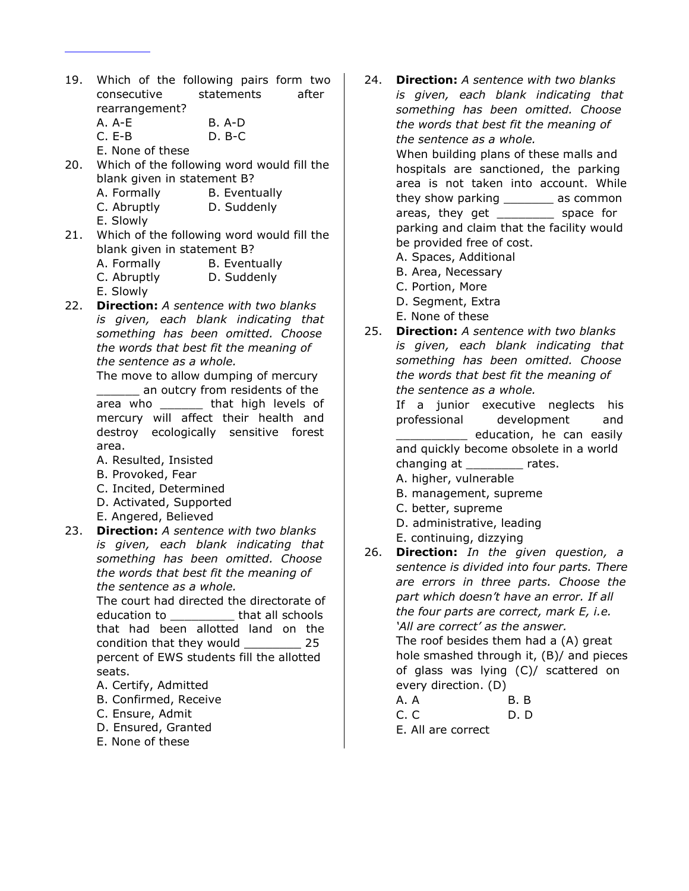19. Which of the following pairs form two consecutive statements after rearrangement?
    A. A-E
    B. A-D
    C. E-B
    D. B-C
    E. None of these

20. Which of the following word would fill the blank given in statement B?
    A. Formally
    B. Eventually
    C. Abruptly
    D. Suddenly
    E. Slowly

21. Which of the following word would fill the blank given in statement B?
    A. Formally
    B. Eventually
    C. Abruptly
    D. Suddenly
    E. Slowly

22. **Direction:** *A sentence with two blanks is given, each blank indicating that something has been omitted. Choose the words that best fit the meaning of the sentence as a whole.*
    The move to allow dumping of mercury ______ an outcry from residents of the area who ______ that high levels of mercury will affect their health and destroy ecologically sensitive forest area.
    A. Resulted, Insisted
    B. Provoked, Fear
    C. Incited, Determined
    D. Activated, Supported
    E. Angered, Believed

23. **Direction:** *A sentence with two blanks is given, each blank indicating that something has been omitted. Choose the words that best fit the meaning of the sentence as a whole.*
    The court had directed the directorate of education to _________ that all schools that had been allotted land on the condition that they would ________ 25 percent of EWS students fill the allotted seats.
    A. Certify, Admitted
    B. Confirmed, Receive
    C. Ensure, Admit
    D. Ensured, Granted
    E. None of these

24. **Direction:** *A sentence with two blanks is given, each blank indicating that something has been omitted. Choose the words that best fit the meaning of the sentence as a whole.*
    When building plans of these malls and hospitals are sanctioned, the parking area is not taken into account. While they show parking _______ as common areas, they get ________ space for parking and claim that the facility would be provided free of cost.
    A. Spaces, Additional
    B. Area, Necessary
    C. Portion, More
    D. Segment, Extra
    E. None of these

25. **Direction:** *A sentence with two blanks is given, each blank indicating that something has been omitted. Choose the words that best fit the meaning of the sentence as a whole.*
    If a junior executive neglects his professional development and __________ education, he can easily and quickly become obsolete in a world changing at ________ rates.
    A. higher, vulnerable
    B. management, supreme
    C. better, supreme
    D. administrative, leading
    E. continuing, dizzying

26. **Direction:** *In the given question, a sentence is divided into four parts. There are errors in three parts. Choose the part which doesn't have an error. If all the four parts are correct, mark E, i.e. 'All are correct' as the answer.*
    The roof besides them had a (A) great hole smashed through it, (B)/ and pieces of glass was lying (C)/ scattered on every direction. (D)
    A. A
    B. B
    C. C
    D. D
    E. All are correct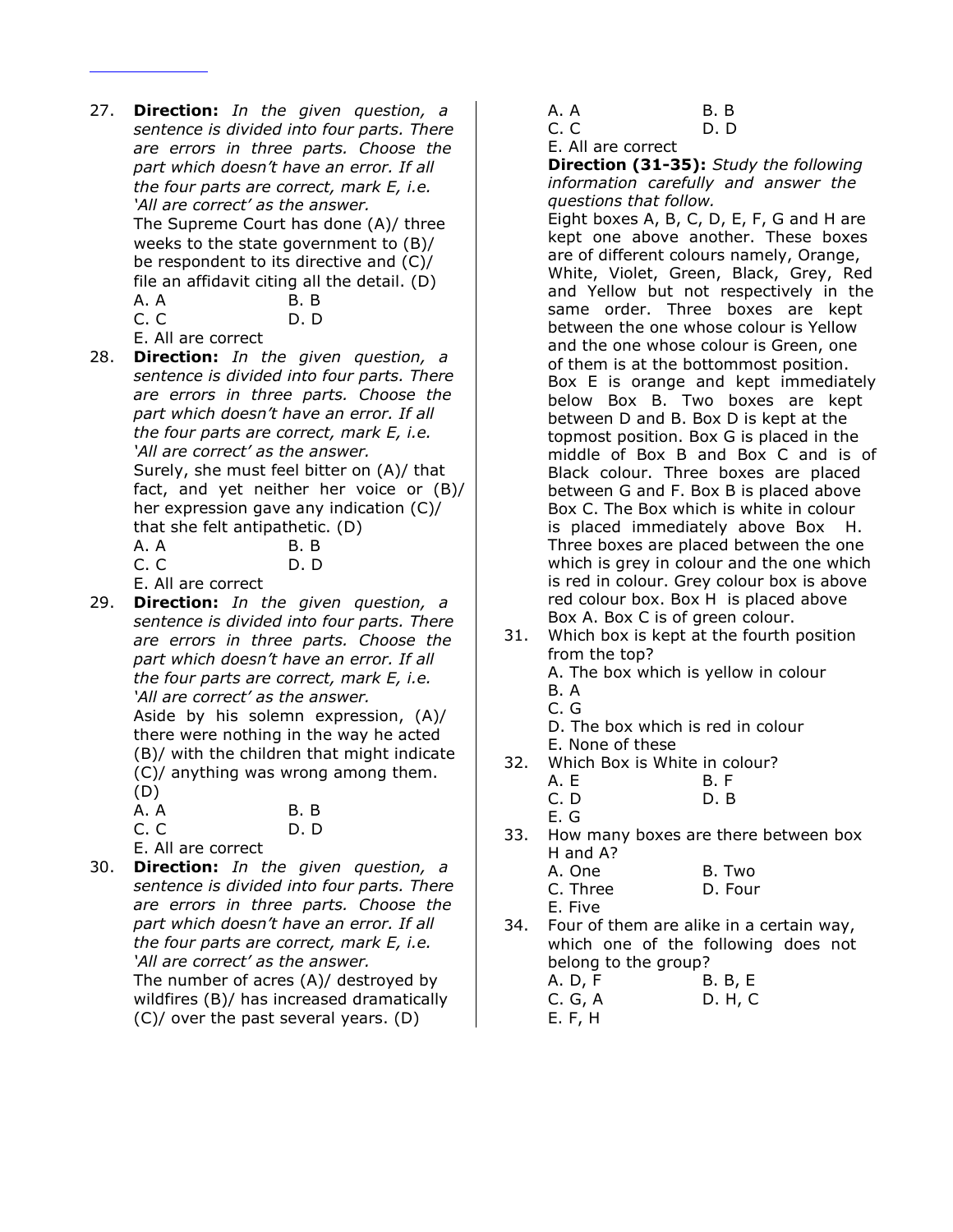27. **Direction:** *In the given question, a sentence is divided into four parts. There are errors in three parts. Choose the part which doesn't have an error. If all the four parts are correct, mark E, i.e. 'All are correct' as the answer.*
    The Supreme Court has done (A)/ three weeks to the state government to (B)/ be respondent to its directive and (C)/ file an affidavit citing all the detail. (D)
    A. A
    B. B
    C. C
    D. D
    E. All are correct

28. **Direction:** *In the given question, a sentence is divided into four parts. There are errors in three parts. Choose the part which doesn't have an error. If all the four parts are correct, mark E, i.e. 'All are correct' as the answer.*
    Surely, she must feel bitter on (A)/ that fact, and yet neither her voice or (B)/ her expression gave any indication (C)/ that she felt antipathetic. (D)
    A. A
    B. B
    C. C
    D. D
    E. All are correct

29. **Direction:** *In the given question, a sentence is divided into four parts. There are errors in three parts. Choose the part which doesn't have an error. If all the four parts are correct, mark E, i.e. 'All are correct' as the answer.*
    Aside by his solemn expression, (A)/ there were nothing in the way he acted (B)/ with the children that might indicate (C)/ anything was wrong among them. (D)
    A. A
    B. B
    C. C
    D. D
    E. All are correct

30. **Direction:** *In the given question, a sentence is divided into four parts. There are errors in three parts. Choose the part which doesn't have an error. If all the four parts are correct, mark E, i.e. 'All are correct' as the answer.*
    The number of acres (A)/ destroyed by wildfires (B)/ has increased dramatically (C)/ over the past several years. (D)
    A. A
    B. B
    C. C
    D. D
    E. All are correct

**Direction (31-35):** *Study the following information carefully and answer the questions that follow.*

Eight boxes A, B, C, D, E, F, G and H are kept one above another. These boxes are of different colours namely, Orange, White, Violet, Green, Black, Grey, Red and Yellow but not respectively in the same order. Three boxes are kept between the one whose colour is Yellow and the one whose colour is Green, one of them is at the bottommost position. Box E is orange and kept immediately below Box B. Two boxes are kept between D and B. Box D is kept at the topmost position. Box G is placed in the middle of Box B and Box C and is of Black colour. Three boxes are placed between G and F. Box B is placed above Box C. The Box which is white in colour is placed immediately above Box H. Three boxes are placed between the one which is grey in colour and the one which is red in colour. Grey colour box is above red colour box. Box H is placed above Box A. Box C is of green colour.

31. Which box is kept at the fourth position from the top?
    A. The box which is yellow in colour
    B. A
    C. G
    D. The box which is red in colour
    E. None of these

32. Which Box is White in colour?
    A. E
    B. F
    C. D
    D. B
    E. G

33. How many boxes are there between box H and A?
    A. One
    B. Two
    C. Three
    D. Four
    E. Five

34. Four of them are alike in a certain way, which one of the following does not belong to the group?
    A. D, F
    B. B, E
    C. G, A
    D. H, C
    E. F, H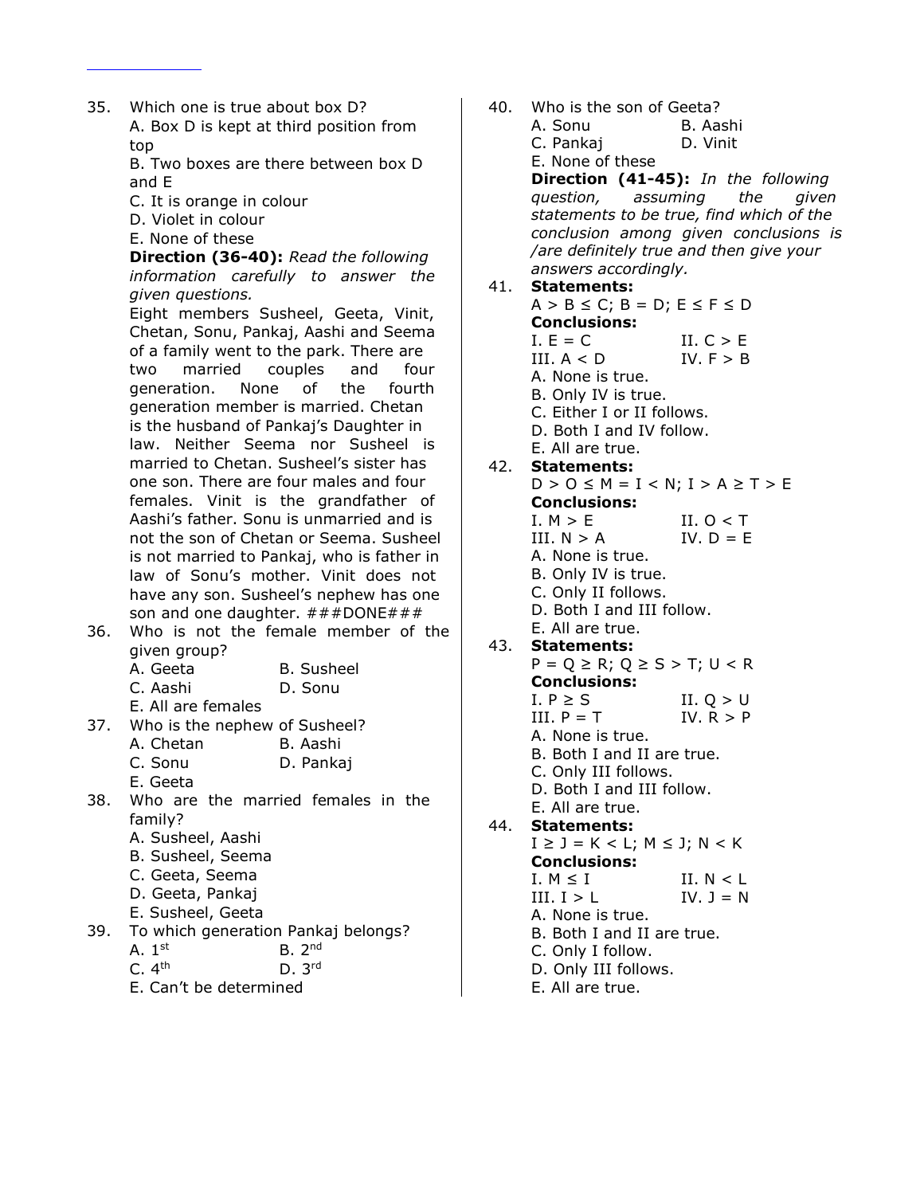35. Which one is true about box D?
    A. Box D is kept at third position from top
    B. Two boxes are there between box D and E
    C. It is orange in colour
    D. Violet in colour
    E. None of these

**Direction (36-40):** *Read the following information carefully to answer the given questions.*

Eight members Susheel, Geeta, Vinit, Chetan, Sonu, Pankaj, Aashi and Seema of a family went to the park. There are two married couples and four generation. None of the fourth generation member is married. Chetan is the husband of Pankaj's Daughter in law. Neither Seema nor Susheel is married to Chetan. Susheel's sister has one son. There are four males and four females. Vinit is the grandfather of Aashi's father. Sonu is unmarried and is not the son of Chetan or Seema. Susheel is not married to Pankaj, who is father in law of Sonu's mother. Vinit does not have any son. Susheel's nephew has one son and one daughter. ###DONE###

36. Who is not the female member of the given group?
    A. Geeta
    B. Susheel
    C. Aashi
    D. Sonu
    E. All are females

37. Who is the nephew of Susheel?
    A. Chetan
    B. Aashi
    C. Sonu
    D. Pankaj
    E. Geeta

38. Who are the married females in the family?
    A. Susheel, Aashi
    B. Susheel, Seema
    C. Geeta, Seema
    D. Geeta, Pankaj
    E. Susheel, Geeta

39. To which generation Pankaj belongs?
    A. 1st
    B. 2nd
    C. 4th
    D. 3rd
    E. Can't be determined

40. Who is the son of Geeta?
    A. Sonu
    B. Aashi
    C. Pankaj
    D. Vinit
    E. None of these

**Direction (41-45):** *In the following question, assuming the given statements to be true, find which of the conclusion among given conclusions is /are definitely true and then give your answers accordingly.*

41. **Statements:**
    $A > B \leq C$; $B = D$; $E \leq F \leq D$
    **Conclusions:**
    I. $E = C$
    II. $C > E$
    III. $A < D$
    IV. $F > B$
    A. None is true.
    B. Only IV is true.
    C. Either I or II follows.
    D. Both I and IV follow.
    E. All are true.

42. **Statements:**
    $D > O \leq M = I < N$; $I > A \geq T > E$
    **Conclusions:**
    I. $M > E$
    II. $O < T$
    III. $N > A$
    IV. $D = E$
    A. None is true.
    B. Only IV is true.
    C. Only II follows.
    D. Both I and III follow.
    E. All are true.

43. **Statements:**
    $P = Q \geq R$; $Q \geq S > T$; $U < R$
    **Conclusions:**
    I. $P \geq S$
    II. $Q > U$
    III. $P = T$
    IV. $R > P$
    A. None is true.
    B. Both I and II are true.
    C. Only III follows.
    D. Both I and III follow.
    E. All are true.

44. **Statements:**
    $I \geq J = K < L$; $M \leq J$; $N < K$
    **Conclusions:**
    I. $M \leq I$
    II. $N < L$
    III. $I > L$
    IV. $J = N$
    A. None is true.
    B. Both I and II are true.
    C. Only I follow.
    D. Only III follows.
    E. All are true.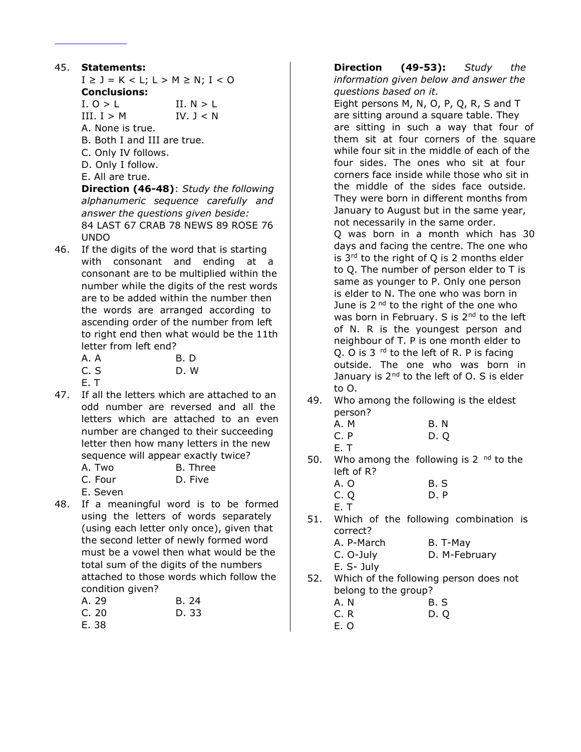45. **Statements:**

    I ≥ J = K < L; L > M ≥ N; I < O

    **Conclusions:**

    I. O > L    II. N > L

    III. I > M    IV. J < N

    A. None is true.
    B. Both I and III are true.
    C. Only IV follows.
    D. Only I follow.
    E. All are true.

**Direction (46-48)**: *Study the following alphanumeric sequence carefully and answer the questions given beside:*

84 LAST 67 CRAB 78 NEWS 89 ROSE 76 UNDO

46. If the digits of the word that is starting with consonant and ending at a consonant are to be multiplied within the number while the digits of the rest words are to be added within the number then the words are arranged according to ascending order of the number from left to right end then what would be the 11th letter from left end?

    A. A    B. D
    C. S    D. W
    E. T

47. If all the letters which are attached to an odd number are reversed and all the letters which are attached to an even number are changed to their succeeding letter then how many letters in the new sequence will appear exactly twice?

    A. Two    B. Three
    C. Four    D. Five
    E. Seven

48. If a meaningful word is to be formed using the letters of words separately (using each letter only once), given that the second letter of newly formed word must be a vowel then what would be the total sum of the digits of the numbers attached to those words which follow the condition given?

    A. 29    B. 24
    C. 20    D. 33
    E. 38

**Direction (49-53):** *Study the information given below and answer the questions based on it.*

Eight persons M, N, O, P, Q, R, S and T are sitting around a square table. They are sitting in such a way that four of them sit at four corners of the square while four sit in the middle of each of the four sides. The ones who sit at four corners face inside while those who sit in the middle of the sides face outside. They were born in different months from January to August but in the same year, not necessarily in the same order.

Q was born in a month which has 30 days and facing the centre. The one who is 3rd to the right of Q is 2 months elder to Q. The number of person elder to T is same as younger to P. Only one person is elder to N. The one who was born in June is 2nd to the right of the one who was born in February. S is 2nd to the left of N. R is the youngest person and neighbour of T. P is one month elder to Q. O is 3rd to the left of R. P is facing outside. The one who was born in January is 2nd to the left of O. S is elder to O.

49. Who among the following is the eldest person?

    A. M    B. N
    C. P    D. Q
    E. T

50. Who among the following is 2nd to the left of R?

    A. O    B. S
    C. Q    D. P
    E. T

51. Which of the following combination is correct?

    A. P-March    B. T-May
    C. O-July    D. M-February
    E. S- July

52. Which of the following person does not belong to the group?

    A. N    B. S
    C. R    D. Q
    E. O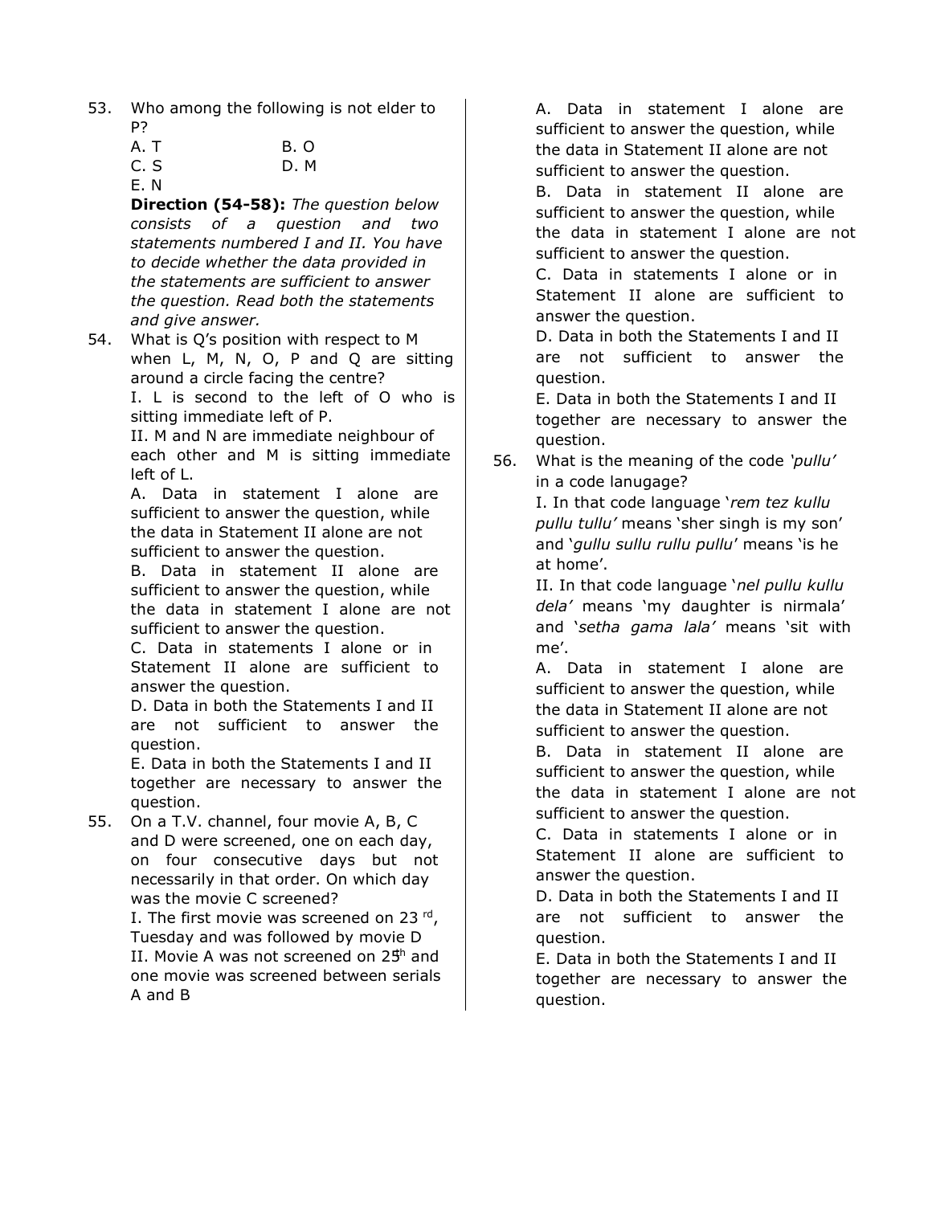53. Who among the following is not elder to P?

A. T  
B. O  
C. S  
D. M  
E. N

**Direction (54-58):** *The question below consists of a question and two statements numbered I and II. You have to decide whether the data provided in the statements are sufficient to answer the question. Read both the statements and give answer.*

54. What is Q's position with respect to M when L, M, N, O, P and Q are sitting around a circle facing the centre?

I. L is second to the left of O who is sitting immediate left of P.

II. M and N are immediate neighbour of each other and M is sitting immediate left of L.

A. Data in statement I alone are sufficient to answer the question, while the data in Statement II alone are not sufficient to answer the question.

B. Data in statement II alone are sufficient to answer the question, while the data in statement I alone are not sufficient to answer the question.

C. Data in statements I alone or in Statement II alone are sufficient to answer the question.

D. Data in both the Statements I and II are not sufficient to answer the question.

E. Data in both the Statements I and II together are necessary to answer the question.

55. On a T.V. channel, four movie A, B, C and D were screened, one on each day, on four consecutive days but not necessarily in that order. On which day was the movie C screened?

I. The first movie was screened on 23 rd, Tuesday and was followed by movie D

II. Movie A was not screened on 25th and one movie was screened between serials A and B

A. Data in statement I alone are sufficient to answer the question, while the data in Statement II alone are not sufficient to answer the question.

B. Data in statement II alone are sufficient to answer the question, while the data in statement I alone are not sufficient to answer the question.

C. Data in statements I alone or in Statement II alone are sufficient to answer the question.

D. Data in both the Statements I and II are not sufficient to answer the question.

E. Data in both the Statements I and II together are necessary to answer the question.

56. What is the meaning of the code *'pullu'* in a code lanugage?

I. In that code language '*rem tez kullu pullu tullu'* means 'sher singh is my son' and '*gullu sullu rullu pullu*' means 'is he at home'.

II. In that code language '*nel pullu kullu dela'* means 'my daughter is nirmala' and *'setha gama lala'* means 'sit with me'.

A. Data in statement I alone are sufficient to answer the question, while the data in Statement II alone are not sufficient to answer the question.

B. Data in statement II alone are sufficient to answer the question, while the data in statement I alone are not sufficient to answer the question.

C. Data in statements I alone or in Statement II alone are sufficient to answer the question.

D. Data in both the Statements I and II are not sufficient to answer the question.

E. Data in both the Statements I and II together are necessary to answer the question.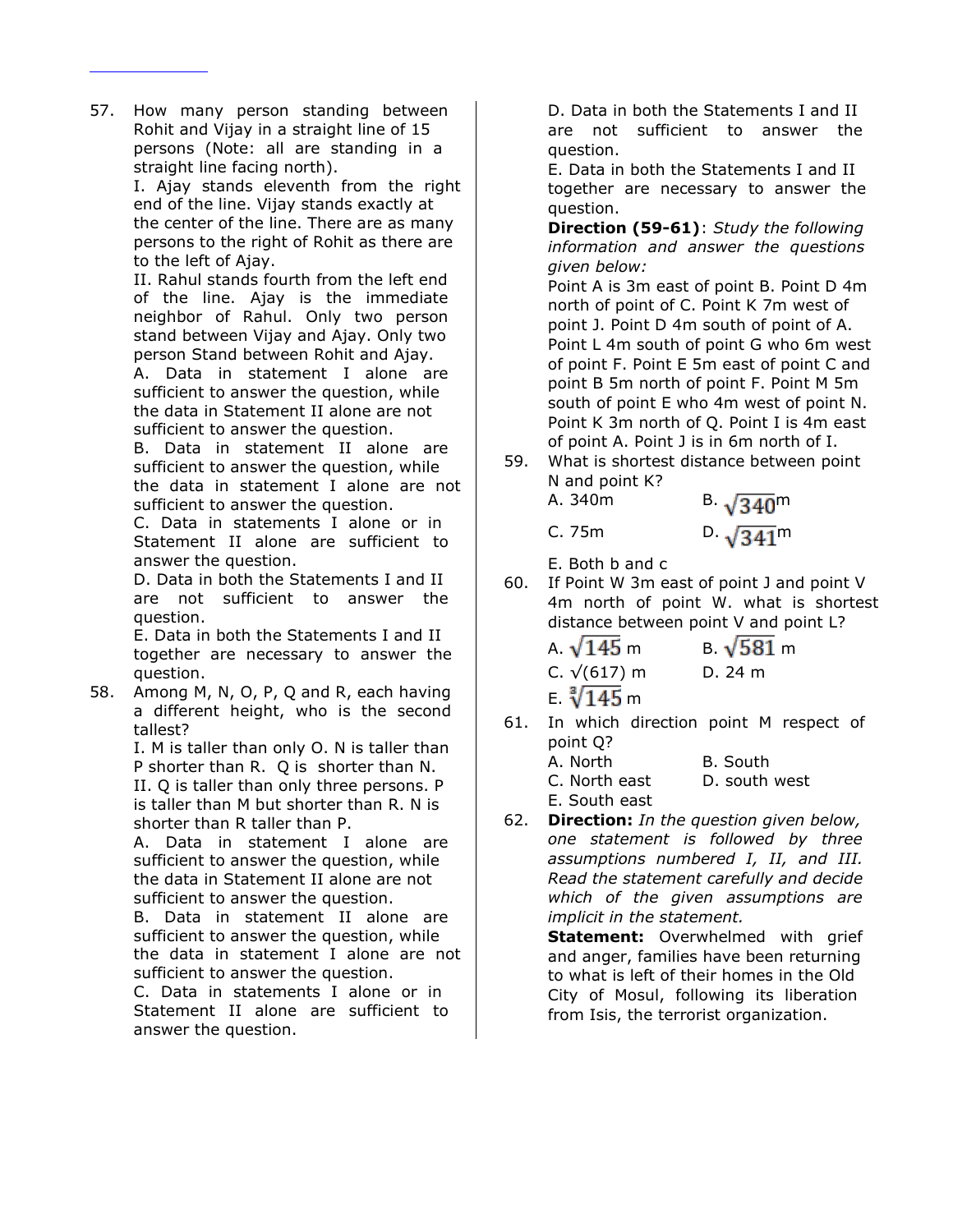57. How many person standing between Rohit and Vijay in a straight line of 15 persons (Note: all are standing in a straight line facing north).

I. Ajay stands eleventh from the right end of the line. Vijay stands exactly at the center of the line. There are as many persons to the right of Rohit as there are to the left of Ajay.

II. Rahul stands fourth from the left end of the line. Ajay is the immediate neighbor of Rahul. Only two person stand between Vijay and Ajay. Only two person Stand between Rohit and Ajay.

A. Data in statement I alone are sufficient to answer the question, while the data in Statement II alone are not sufficient to answer the question.

B. Data in statement II alone are sufficient to answer the question, while the data in statement I alone are not sufficient to answer the question.

C. Data in statements I alone or in Statement II alone are sufficient to answer the question.

D. Data in both the Statements I and II are not sufficient to answer the question.

E. Data in both the Statements I and II together are necessary to answer the question.

58. Among M, N, O, P, Q and R, each having a different height, who is the second tallest?

I. M is taller than only O. N is taller than P shorter than R. Q is shorter than N.

II. Q is taller than only three persons. P is taller than M but shorter than R. N is shorter than R taller than P.

A. Data in statement I alone are sufficient to answer the question, while the data in Statement II alone are not sufficient to answer the question.

B. Data in statement II alone are sufficient to answer the question, while the data in statement I alone are not sufficient to answer the question.

C. Data in statements I alone or in Statement II alone are sufficient to answer the question.

D. Data in both the Statements I and II are not sufficient to answer the question.

E. Data in both the Statements I and II together are necessary to answer the question.

**Direction (59-61)**: *Study the following information and answer the questions given below:*

Point A is 3m east of point B. Point D 4m north of point of C. Point K 7m west of point J. Point D 4m south of point of A. Point L 4m south of point G who 6m west of point F. Point E 5m east of point C and point B 5m north of point F. Point M 5m south of point E who 4m west of point N. Point K 3m north of Q. Point I is 4m east of point A. Point J is in 6m north of I.

59. What is shortest distance between point N and point K?

A. 340m

B. $\sqrt{340}$m

C. 75m

D. $\sqrt{341}$m

E. Both b and c

60. If Point W 3m east of point J and point V 4m north of point W. what is shortest distance between point V and point L?

A. $\sqrt{145}$ m

B. $\sqrt{581}$ m

C. $\sqrt{617}$ m

D. 24 m

E. $\sqrt[3]{145}$ m

61. In which direction point M respect of point Q?

A. North

B. South

C. North east

D. south west

E. South east

62. **Direction:** *In the question given below, one statement is followed by three assumptions numbered I, II, and III. Read the statement carefully and decide which of the given assumptions are implicit in the statement.*

**Statement:** Overwhelmed with grief and anger, families have been returning to what is left of their homes in the Old City of Mosul, following its liberation from Isis, the terrorist organization.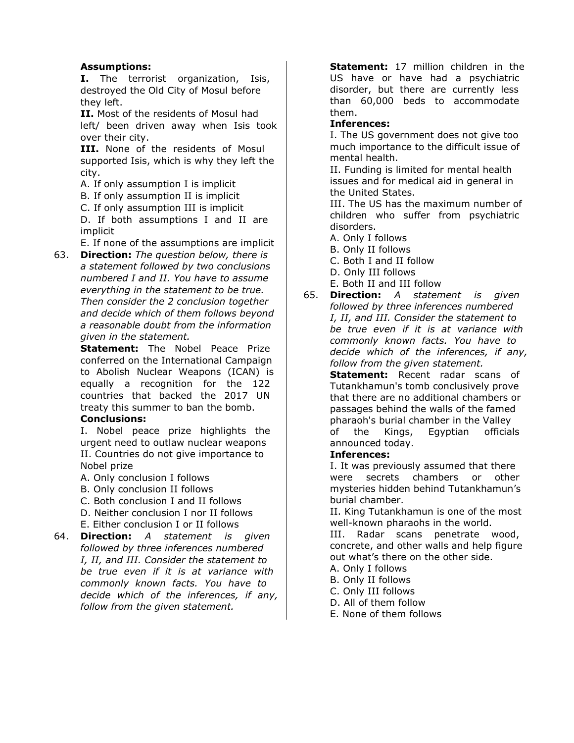**Assumptions:**

**I.** The terrorist organization, Isis, destroyed the Old City of Mosul before they left.

**II.** Most of the residents of Mosul had left/ been driven away when Isis took over their city.

**III.** None of the residents of Mosul supported Isis, which is why they left the city.

A. If only assumption I is implicit
B. If only assumption II is implicit
C. If only assumption III is implicit
D. If both assumptions I and II are implicit
E. If none of the assumptions are implicit

63. **Direction:** *The question below, there is a statement followed by two conclusions numbered I and II. You have to assume everything in the statement to be true. Then consider the 2 conclusion together and decide which of them follows beyond a reasonable doubt from the information given in the statement.*

**Statement:** The Nobel Peace Prize conferred on the International Campaign to Abolish Nuclear Weapons (ICAN) is equally a recognition for the 122 countries that backed the 2017 UN treaty this summer to ban the bomb.

**Conclusions:**

I. Nobel peace prize highlights the urgent need to outlaw nuclear weapons
II. Countries do not give importance to Nobel prize

A. Only conclusion I follows
B. Only conclusion II follows
C. Both conclusion I and II follows
D. Neither conclusion I nor II follows
E. Either conclusion I or II follows

64. **Direction:** *A statement is given followed by three inferences numbered I, II, and III. Consider the statement to be true even if it is at variance with commonly known facts. You have to decide which of the inferences, if any, follow from the given statement.*

**Statement:** 17 million children in the US have or have had a psychiatric disorder, but there are currently less than 60,000 beds to accommodate them.

**Inferences:**

I. The US government does not give too much importance to the difficult issue of mental health.
II. Funding is limited for mental health issues and for medical aid in general in the United States.
III. The US has the maximum number of children who suffer from psychiatric disorders.

A. Only I follows
B. Only II follows
C. Both I and II follow
D. Only III follows
E. Both II and III follow

65. **Direction:** *A statement is given followed by three inferences numbered I, II, and III. Consider the statement to be true even if it is at variance with commonly known facts. You have to decide which of the inferences, if any, follow from the given statement.*

**Statement:** Recent radar scans of Tutankhamun's tomb conclusively prove that there are no additional chambers or passages behind the walls of the famed pharaoh's burial chamber in the Valley of the Kings, Egyptian officials announced today.

**Inferences:**

I. It was previously assumed that there were secrets chambers or other mysteries hidden behind Tutankhamun's burial chamber.
II. King Tutankhamun is one of the most well-known pharaohs in the world.
III. Radar scans penetrate wood, concrete, and other walls and help figure out what's there on the other side.

A. Only I follows
B. Only II follows
C. Only III follows
D. All of them follow
E. None of them follows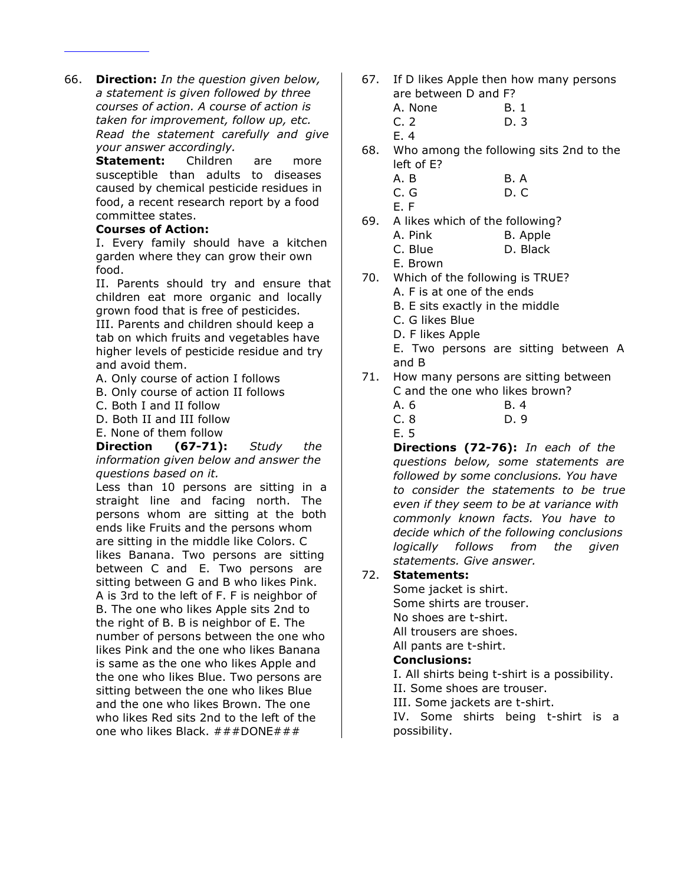66. **Direction:** *In the question given below, a statement is given followed by three courses of action. A course of action is taken for improvement, follow up, etc. Read the statement carefully and give your answer accordingly.*

**Statement:** Children are more susceptible than adults to diseases caused by chemical pesticide residues in food, a recent research report by a food committee states.

**Courses of Action:**

I. Every family should have a kitchen garden where they can grow their own food.

II. Parents should try and ensure that children eat more organic and locally grown food that is free of pesticides.

III. Parents and children should keep a tab on which fruits and vegetables have higher levels of pesticide residue and try and avoid them.

A. Only course of action I follows
B. Only course of action II follows
C. Both I and II follow
D. Both II and III follow
E. None of them follow

**Direction (67-71):** *Study the information given below and answer the questions based on it.*

Less than 10 persons are sitting in a straight line and facing north. The persons whom are sitting at the both ends like Fruits and the persons whom are sitting in the middle like Colors. C likes Banana. Two persons are sitting between C and E. Two persons are sitting between G and B who likes Pink. A is 3rd to the left of F. F is neighbor of B. The one who likes Apple sits 2nd to the right of B. B is neighbor of E. The number of persons between the one who likes Pink and the one who likes Banana is same as the one who likes Apple and the one who likes Blue. Two persons are sitting between the one who likes Blue and the one who likes Brown. The one who likes Red sits 2nd to the left of the one who likes Black. ###DONE###

67. If D likes Apple then how many persons are between D and F?
A. None
B. 1
C. 2
D. 3
E. 4

68. Who among the following sits 2nd to the left of E?
A. B
B. A
C. G
D. C
E. F

69. A likes which of the following?
A. Pink
B. Apple
C. Blue
D. Black
E. Brown

70. Which of the following is TRUE?
A. F is at one of the ends
B. E sits exactly in the middle
C. G likes Blue
D. F likes Apple
E. Two persons are sitting between A and B

71. How many persons are sitting between C and the one who likes brown?
A. 6
B. 4
C. 8
D. 9
E. 5

**Directions (72-76):** *In each of the questions below, some statements are followed by some conclusions. You have to consider the statements to be true even if they seem to be at variance with commonly known facts. You have to decide which of the following conclusions logically follows from the given statements. Give answer.*

72. **Statements:**
Some jacket is shirt.
Some shirts are trouser.
No shoes are t-shirt.
All trousers are shoes.
All pants are t-shirt.

**Conclusions:**
I. All shirts being t-shirt is a possibility.
II. Some shoes are trouser.
III. Some jackets are t-shirt.
IV. Some shirts being t-shirt is a possibility.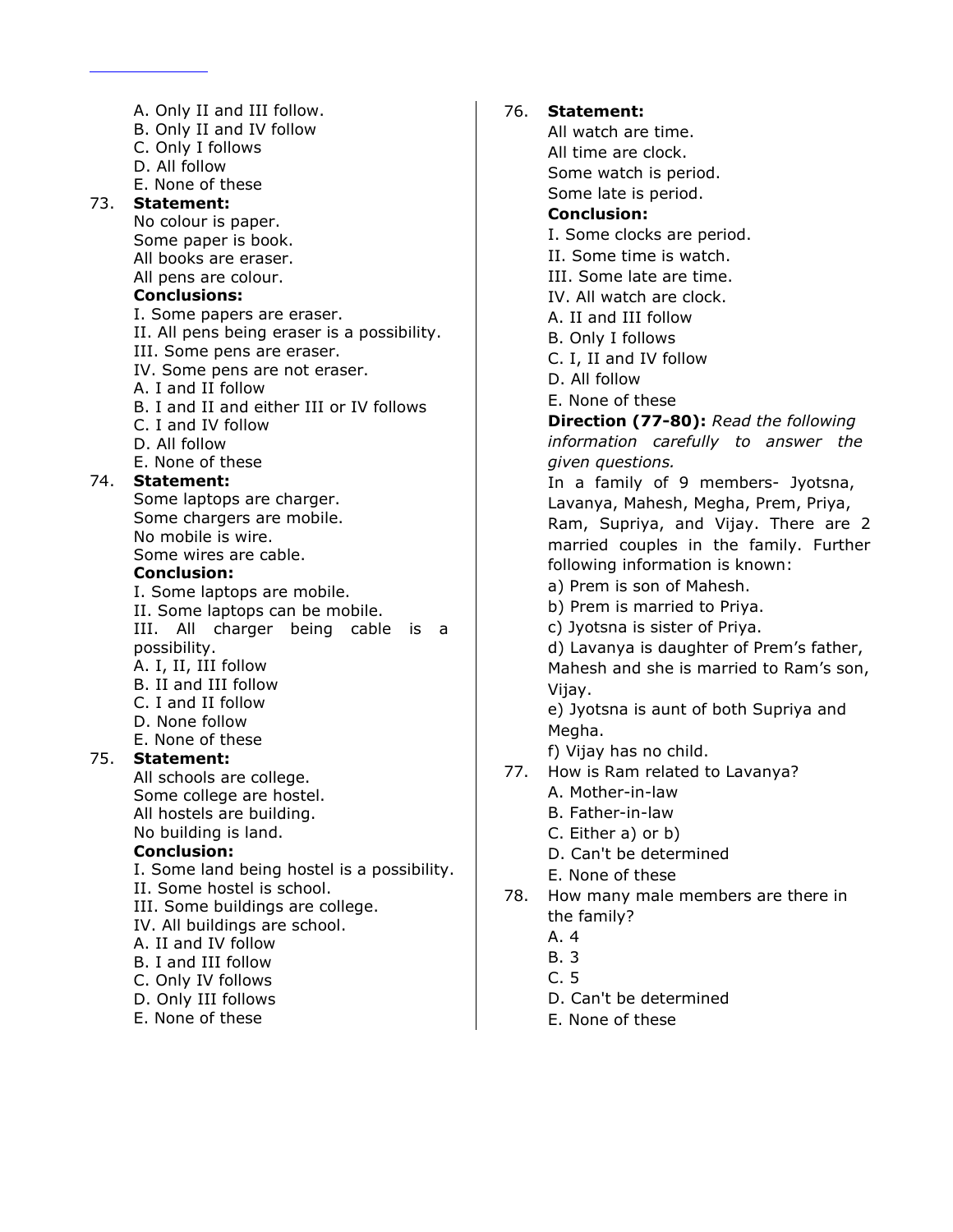A. Only II and III follow.
B. Only II and IV follow
C. Only I follows
D. All follow
E. None of these

73. **Statement:**
No colour is paper.
Some paper is book.
All books are eraser.
All pens are colour.
**Conclusions:**
I. Some papers are eraser.
II. All pens being eraser is a possibility.
III. Some pens are eraser.
IV. Some pens are not eraser.
A. I and II follow
B. I and II and either III or IV follows
C. I and IV follow
D. All follow
E. None of these

74. **Statement:**
Some laptops are charger.
Some chargers are mobile.
No mobile is wire.
Some wires are cable.
**Conclusion:**
I. Some laptops are mobile.
II. Some laptops can be mobile.
III. All charger being cable is a possibility.
A. I, II, III follow
B. II and III follow
C. I and II follow
D. None follow
E. None of these

75. **Statement:**
All schools are college.
Some college are hostel.
All hostels are building.
No building is land.
**Conclusion:**
I. Some land being hostel is a possibility.
II. Some hostel is school.
III. Some buildings are college.
IV. All buildings are school.
A. II and IV follow
B. I and III follow
C. Only IV follows
D. Only III follows
E. None of these

76. **Statement:**
All watch are time.
All time are clock.
Some watch is period.
Some late is period.
**Conclusion:**
I. Some clocks are period.
II. Some time is watch.
III. Some late are time.
IV. All watch are clock.
A. II and III follow
B. Only I follows
C. I, II and IV follow
D. All follow
E. None of these

**Direction (77-80):** *Read the following information carefully to answer the given questions.*

In a family of 9 members- Jyotsna, Lavanya, Mahesh, Megha, Prem, Priya, Ram, Supriya, and Vijay. There are 2 married couples in the family. Further following information is known:

a) Prem is son of Mahesh.
b) Prem is married to Priya.
c) Jyotsna is sister of Priya.
d) Lavanya is daughter of Prem's father, Mahesh and she is married to Ram's son, Vijay.
e) Jyotsna is aunt of both Supriya and Megha.
f) Vijay has no child.

77. How is Ram related to Lavanya?
A. Mother-in-law
B. Father-in-law
C. Either a) or b)
D. Can't be determined
E. None of these

78. How many male members are there in the family?
A. 4
B. 3
C. 5
D. Can't be determined
E. None of these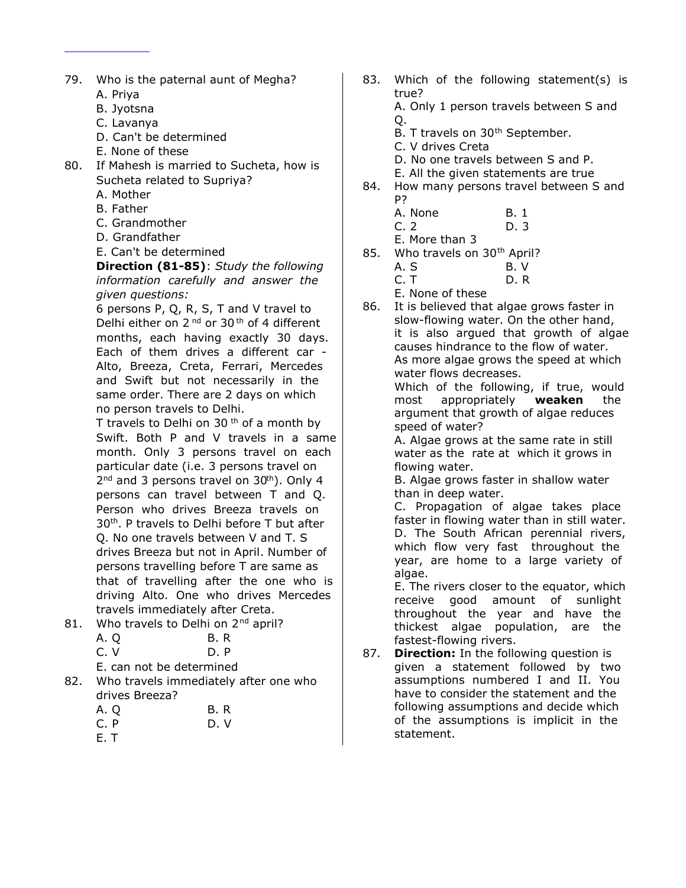79. Who is the paternal aunt of Megha?
   A. Priya
   B. Jyotsna
   C. Lavanya
   D. Can't be determined
   E. None of these

80. If Mahesh is married to Sucheta, how is Sucheta related to Supriya?
   A. Mother
   B. Father
   C. Grandmother
   D. Grandfather
   E. Can't be determined

**Direction (81-85)**: *Study the following information carefully and answer the given questions:*

6 persons P, Q, R, S, T and V travel to Delhi either on 2nd or 30th of 4 different months, each having exactly 30 days. Each of them drives a different car - Alto, Breeza, Creta, Ferrari, Mercedes and Swift but not necessarily in the same order. There are 2 days on which no person travels to Delhi.

T travels to Delhi on 30th of a month by Swift. Both P and V travels in a same month. Only 3 persons travel on each particular date (i.e. 3 persons travel on 2nd and 3 persons travel on 30th). Only 4 persons can travel between T and Q. Person who drives Breeza travels on 30th. P travels to Delhi before T but after Q. No one travels between V and T. S drives Breeza but not in April. Number of persons travelling before T are same as that of travelling after the one who is driving Alto. One who drives Mercedes travels immediately after Creta.

81. Who travels to Delhi on 2nd april?
   A. Q
   B. R
   C. V
   D. P
   E. can not be determined

82. Who travels immediately after one who drives Breeza?
   A. Q
   B. R
   C. P
   D. V
   E. T

83. Which of the following statement(s) is true?
   A. Only 1 person travels between S and Q.
   B. T travels on 30th September.
   C. V drives Creta
   D. No one travels between S and P.
   E. All the given statements are true

84. How many persons travel between S and P?
   A. None
   B. 1
   C. 2
   D. 3
   E. More than 3

85. Who travels on 30th April?
   A. S
   B. V
   C. T
   D. R
   E. None of these

86. It is believed that algae grows faster in slow-flowing water. On the other hand, it is also argued that growth of algae causes hindrance to the flow of water. As more algae grows the speed at which water flows decreases.
   Which of the following, if true, would most appropriately **weaken** the argument that growth of algae reduces speed of water?
   A. Algae grows at the same rate in still water as the rate at which it grows in flowing water.
   B. Algae grows faster in shallow water than in deep water.
   C. Propagation of algae takes place faster in flowing water than in still water.
   D. The South African perennial rivers, which flow very fast throughout the year, are home to a large variety of algae.
   E. The rivers closer to the equator, which receive good amount of sunlight throughout the year and have the thickest algae population, are the fastest-flowing rivers.

87. **Direction:** In the following question is given a statement followed by two assumptions numbered I and II. You have to consider the statement and the following assumptions and decide which of the assumptions is implicit in the statement.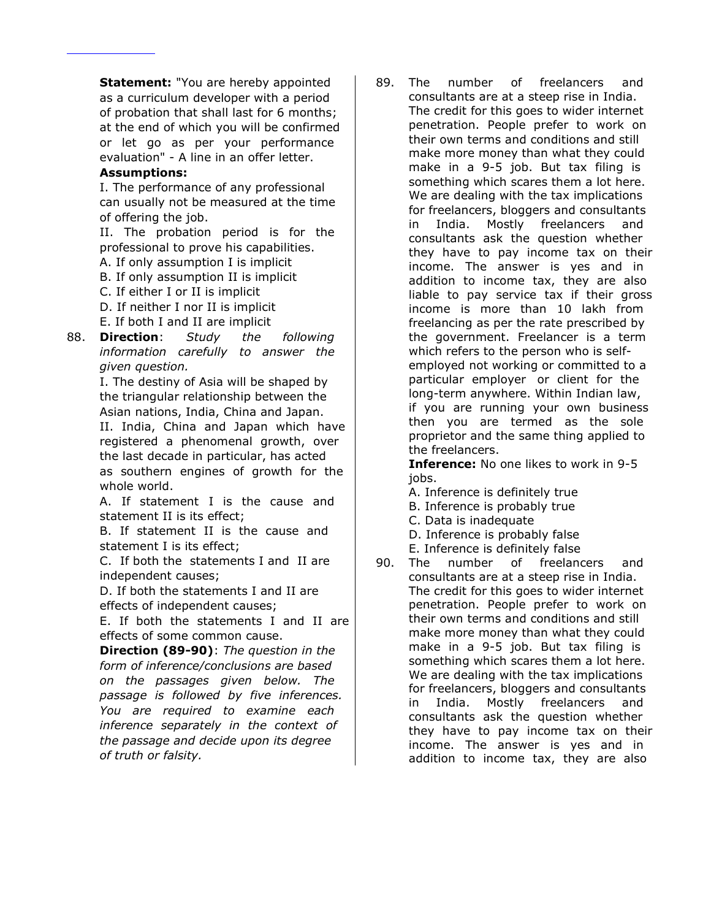**Statement:** "You are hereby appointed as a curriculum developer with a period of probation that shall last for 6 months; at the end of which you will be confirmed or let go as per your performance evaluation" - A line in an offer letter.

**Assumptions:**

I. The performance of any professional can usually not be measured at the time of offering the job.

II. The probation period is for the professional to prove his capabilities.

A. If only assumption I is implicit
B. If only assumption II is implicit
C. If either I or II is implicit
D. If neither I nor II is implicit
E. If both I and II are implicit

88. **Direction**: *Study the following information carefully to answer the given question.*

I. The destiny of Asia will be shaped by the triangular relationship between the Asian nations, India, China and Japan.

II. India, China and Japan which have registered a phenomenal growth, over the last decade in particular, has acted as southern engines of growth for the whole world.

A. If statement I is the cause and statement II is its effect;
B. If statement II is the cause and statement I is its effect;
C. If both the statements I and II are independent causes;
D. If both the statements I and II are effects of independent causes;
E. If both the statements I and II are effects of some common cause.

**Direction (89-90)**: *The question in the form of inference/conclusions are based on the passages given below. The passage is followed by five inferences. You are required to examine each inference separately in the context of the passage and decide upon its degree of truth or falsity.*

89. The number of freelancers and consultants are at a steep rise in India. The credit for this goes to wider internet penetration. People prefer to work on their own terms and conditions and still make more money than what they could make in a 9-5 job. But tax filing is something which scares them a lot here. We are dealing with the tax implications for freelancers, bloggers and consultants in India. Mostly freelancers and consultants ask the question whether they have to pay income tax on their income. The answer is yes and in addition to income tax, they are also liable to pay service tax if their gross income is more than 10 lakh from freelancing as per the rate prescribed by the government. Freelancer is a term which refers to the person who is self-employed not working or committed to a particular employer or client for the long-term anywhere. Within Indian law, if you are running your own business then you are termed as the sole proprietor and the same thing applied to the freelancers.

**Inference:** No one likes to work in 9-5 jobs.

A. Inference is definitely true
B. Inference is probably true
C. Data is inadequate
D. Inference is probably false
E. Inference is definitely false

90. The number of freelancers and consultants are at a steep rise in India. The credit for this goes to wider internet penetration. People prefer to work on their own terms and conditions and still make more money than what they could make in a 9-5 job. But tax filing is something which scares them a lot here. We are dealing with the tax implications for freelancers, bloggers and consultants in India. Mostly freelancers and consultants ask the question whether they have to pay income tax on their income. The answer is yes and in addition to income tax, they are also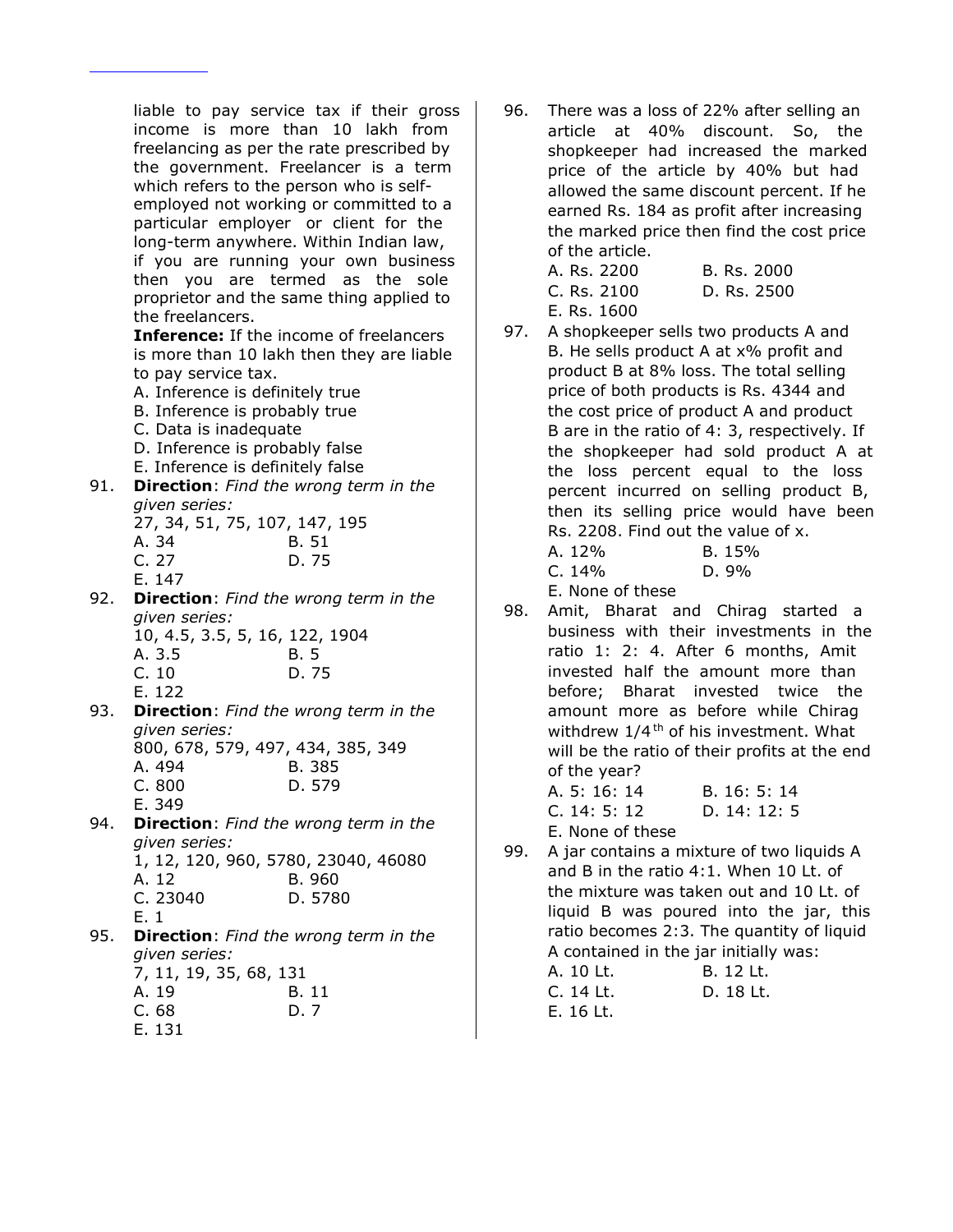liable to pay service tax if their gross income is more than 10 lakh from freelancing as per the rate prescribed by the government. Freelancer is a term which refers to the person who is self-employed not working or committed to a particular employer or client for the long-term anywhere. Within Indian law, if you are running your own business then you are termed as the sole proprietor and the same thing applied to the freelancers.

**Inference:** If the income of freelancers is more than 10 lakh then they are liable to pay service tax.

A. Inference is definitely true
B. Inference is probably true
C. Data is inadequate
D. Inference is probably false
E. Inference is definitely false

91. **Direction**: *Find the wrong term in the given series:*
27, 34, 51, 75, 107, 147, 195
A. 34  B. 51
C. 27  D. 75
E. 147

92. **Direction**: *Find the wrong term in the given series:*
10, 4.5, 3.5, 5, 16, 122, 1904
A. 3.5  B. 5
C. 10  D. 75
E. 122

93. **Direction**: *Find the wrong term in the given series:*
800, 678, 579, 497, 434, 385, 349
A. 494  B. 385
C. 800  D. 579
E. 349

94. **Direction**: *Find the wrong term in the given series:*
1, 12, 120, 960, 5780, 23040, 46080
A. 12  B. 960
C. 23040  D. 5780
E. 1

95. **Direction**: *Find the wrong term in the given series:*
7, 11, 19, 35, 68, 131
A. 19  B. 11
C. 68  D. 7
E. 131

96. There was a loss of 22% after selling an article at 40% discount. So, the shopkeeper had increased the marked price of the article by 40% but had allowed the same discount percent. If he earned Rs. 184 as profit after increasing the marked price then find the cost price of the article.
A. Rs. 2200  B. Rs. 2000
C. Rs. 2100  D. Rs. 2500
E. Rs. 1600

97. A shopkeeper sells two products A and B. He sells product A at x% profit and product B at 8% loss. The total selling price of both products is Rs. 4344 and the cost price of product A and product B are in the ratio of 4: 3, respectively. If the shopkeeper had sold product A at the loss percent equal to the loss percent incurred on selling product B, then its selling price would have been Rs. 2208. Find out the value of x.
A. 12%  B. 15%
C. 14%  D. 9%
E. None of these

98. Amit, Bharat and Chirag started a business with their investments in the ratio 1: 2: 4. After 6 months, Amit invested half the amount more than before; Bharat invested twice the amount more as before while Chirag withdrew $1/4^{th}$ of his investment. What will be the ratio of their profits at the end of the year?
A. 5: 16: 14  B. 16: 5: 14
C. 14: 5: 12  D. 14: 12: 5
E. None of these

99. A jar contains a mixture of two liquids A and B in the ratio 4:1. When 10 Lt. of the mixture was taken out and 10 Lt. of liquid B was poured into the jar, this ratio becomes 2:3. The quantity of liquid A contained in the jar initially was:
A. 10 Lt.  B. 12 Lt.
C. 14 Lt.  D. 18 Lt.
E. 16 Lt.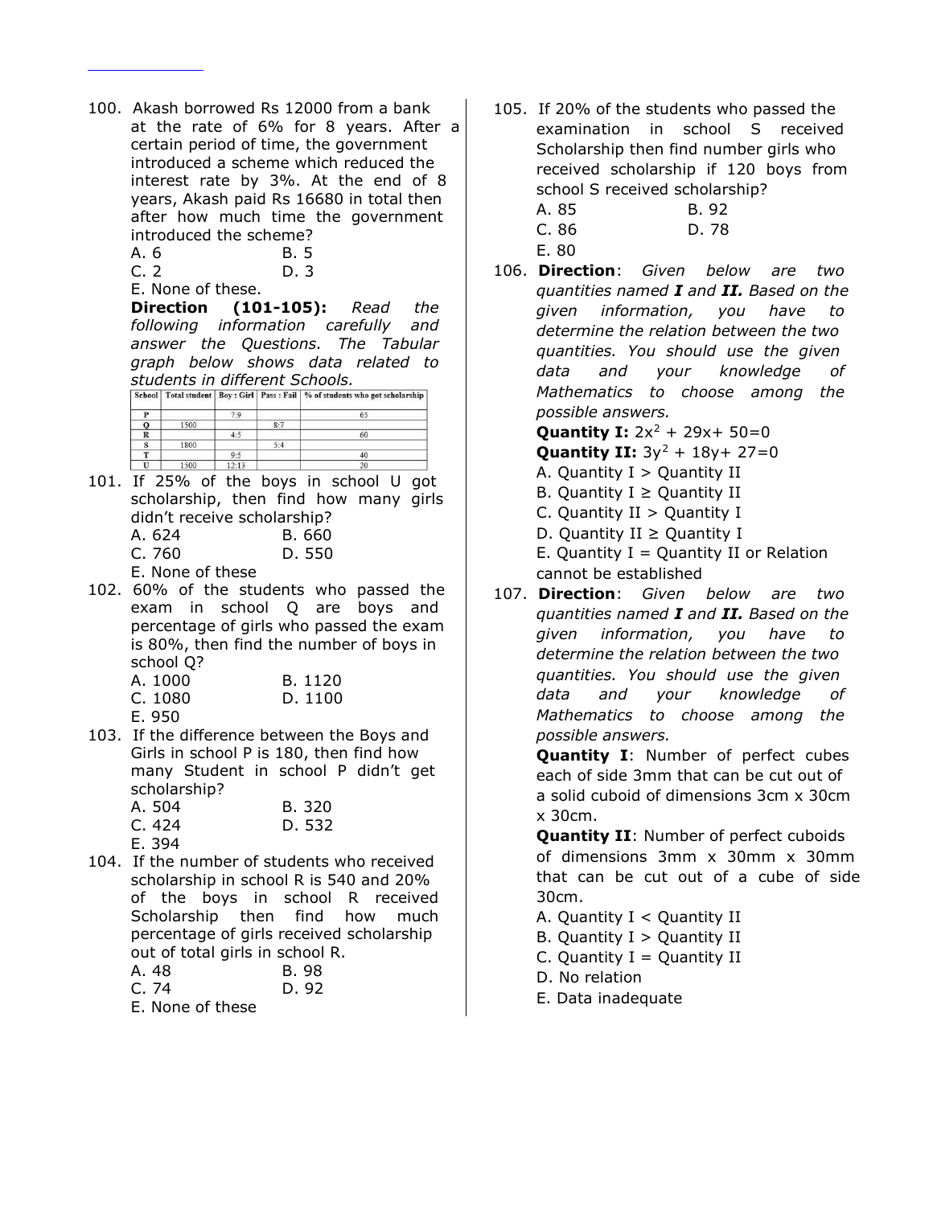100. Akash borrowed Rs 12000 from a bank at the rate of 6% for 8 years. After a certain period of time, the government introduced a scheme which reduced the interest rate by 3%. At the end of 8 years, Akash paid Rs 16680 in total then after how much time the government introduced the scheme?

A. 6
B. 5
C. 2
D. 3
E. None of these.

**Direction (101-105):** *Read the following information carefully and answer the Questions. The Tabular graph below shows data related to students in different Schools.*

| School | Total student | Boy : Girl | Pass : Fail | % of students who got scholarship |
|---|---|---|---|---|
| P | | 7:9 | | 65 |
| Q | 1500 | | 8:7 | |
| R | | 4:5 | | 60 |
| S | 1800 | | 5:4 | |
| T | | 9:5 | | 40 |
| U | 1500 | 12:13 | | 20 |

101. If 25% of the boys in school U got scholarship, then find how many girls didn't receive scholarship?

A. 624
B. 660
C. 760
D. 550
E. None of these

102. 60% of the students who passed the exam in school Q are boys and percentage of girls who passed the exam is 80%, then find the number of boys in school Q?

A. 1000
B. 1120
C. 1080
D. 1100
E. 950

103. If the difference between the Boys and Girls in school P is 180, then find how many Student in school P didn't get scholarship?

A. 504
B. 320
C. 424
D. 532
E. 394

104. If the number of students who received scholarship in school R is 540 and 20% of the boys in school R received Scholarship then find how much percentage of girls received scholarship out of total girls in school R.

A. 48
B. 98
C. 74
D. 92
E. None of these

105. If 20% of the students who passed the examination in school S received Scholarship then find number girls who received scholarship if 120 boys from school S received scholarship?

A. 85
B. 92
C. 86
D. 78
E. 80

106. **Direction**: *Given below are two quantities named **I** and **II.** Based on the given information, you have to determine the relation between the two quantities. You should use the given data and your knowledge of Mathematics to choose among the possible answers.*

**Quantity I:** $2x^2 + 29x + 50=0$

**Quantity II:** $3y^2 + 18y + 27=0$

A. Quantity I > Quantity II
B. Quantity I ≥ Quantity II
C. Quantity II > Quantity I
D. Quantity II ≥ Quantity I
E. Quantity I = Quantity II or Relation cannot be established

107. **Direction**: *Given below are two quantities named **I** and **II.** Based on the given information, you have to determine the relation between the two quantities. You should use the given data and your knowledge of Mathematics to choose among the possible answers.*

**Quantity I**: Number of perfect cubes each of side 3mm that can be cut out of a solid cuboid of dimensions 3cm x 30cm x 30cm.

**Quantity II**: Number of perfect cuboids of dimensions 3mm x 30mm x 30mm that can be cut out of a cube of side 30cm.

A. Quantity I < Quantity II
B. Quantity I > Quantity II
C. Quantity I = Quantity II
D. No relation
E. Data inadequate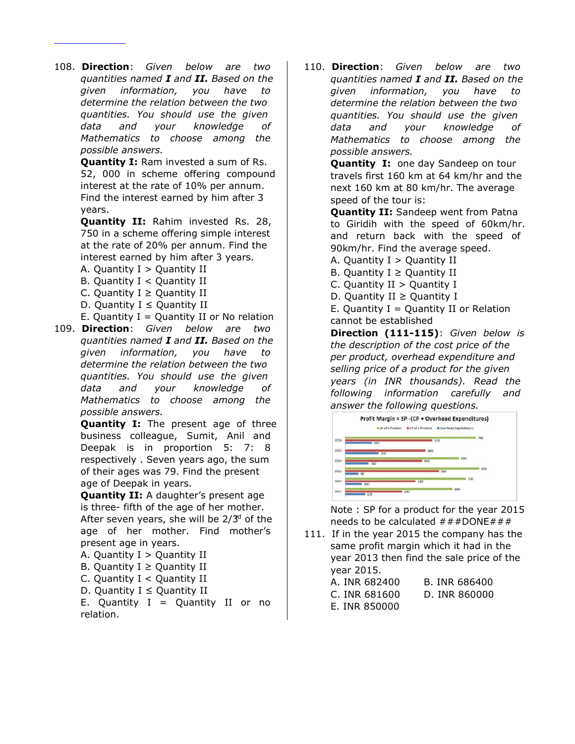108. **Direction**: *Given below are two quantities named **I** and **II.** Based on the given information, you have to determine the relation between the two quantities. You should use the given data and your knowledge of Mathematics to choose among the possible answers.*

**Quantity I:** Ram invested a sum of Rs. 52, 000 in scheme offering compound interest at the rate of 10% per annum. Find the interest earned by him after 3 years.

**Quantity II:** Rahim invested Rs. 28, 750 in a scheme offering simple interest at the rate of 20% per annum. Find the interest earned by him after 3 years.

A. Quantity I > Quantity II
B. Quantity I < Quantity II
C. Quantity I ≥ Quantity II
D. Quantity I ≤ Quantity II
E. Quantity I = Quantity II or No relation

109. **Direction**: *Given below are two quantities named **I** and **II.** Based on the given information, you have to determine the relation between the two quantities. You should use the given data and your knowledge of Mathematics to choose among the possible answers.*

**Quantity I:** The present age of three business colleague, Sumit, Anil and Deepak is in proportion 5: 7: 8 respectively . Seven years ago, the sum of their ages was 79. Find the present age of Deepak in years.

**Quantity II:** A daughter's present age is three- fifth of the age of her mother. After seven years, she will be 2/3[d] of the age of her mother. Find mother's present age in years.

A. Quantity I > Quantity II
B. Quantity I ≥ Quantity II
C. Quantity I < Quantity II
D. Quantity I ≤ Quantity II
E. Quantity I = Quantity II or no relation.

110. **Direction**: *Given below are two quantities named **I** and **II.** Based on the given information, you have to determine the relation between the two quantities. You should use the given data and your knowledge of Mathematics to choose among the possible answers.*

**Quantity I:** one day Sandeep on tour travels first 160 km at 64 km/hr and the next 160 km at 80 km/hr. The average speed of the tour is:

**Quantity II:** Sandeep went from Patna to Giridih with the speed of 60km/hr. and return back with the speed of 90km/hr. Find the average speed.

A. Quantity I > Quantity II
B. Quantity I ≥ Quantity II
C. Quantity II > Quantity I
D. Quantity II ≥ Quantity I
E. Quantity I = Quantity II or Relation cannot be established

**Direction (111-115)**: *Given below is the description of the cost price of the per product, overhead expenditure and selling price of a product for the given years (in INR thousands). Read the following information carefully and answer the following questions.*

Profit Margin = SP -(CP + Overhead Expenditures)

| Year | SP of a Product | CP of a Product | Overhead Expenditures |
|---|---|---|---|
| 2016 | 760 | 520 | 160 |
| 2015 | | 480 | 200 |
| 2014 | 680 | 460 | 340 |
| 2013 | 800 | 560 | 80 |
| 2012 | 720 | 420 | 100 |
| 2011 | 640 | 340 | 120 |

Note : SP for a product for the year 2015 needs to be calculated ###DONE###

111. If in the year 2015 the company has the same profit margin which it had in the year 2013 then find the sale price of the year 2015.

A. INR 682400
B. INR 686400
C. INR 681600
D. INR 860000
E. INR 850000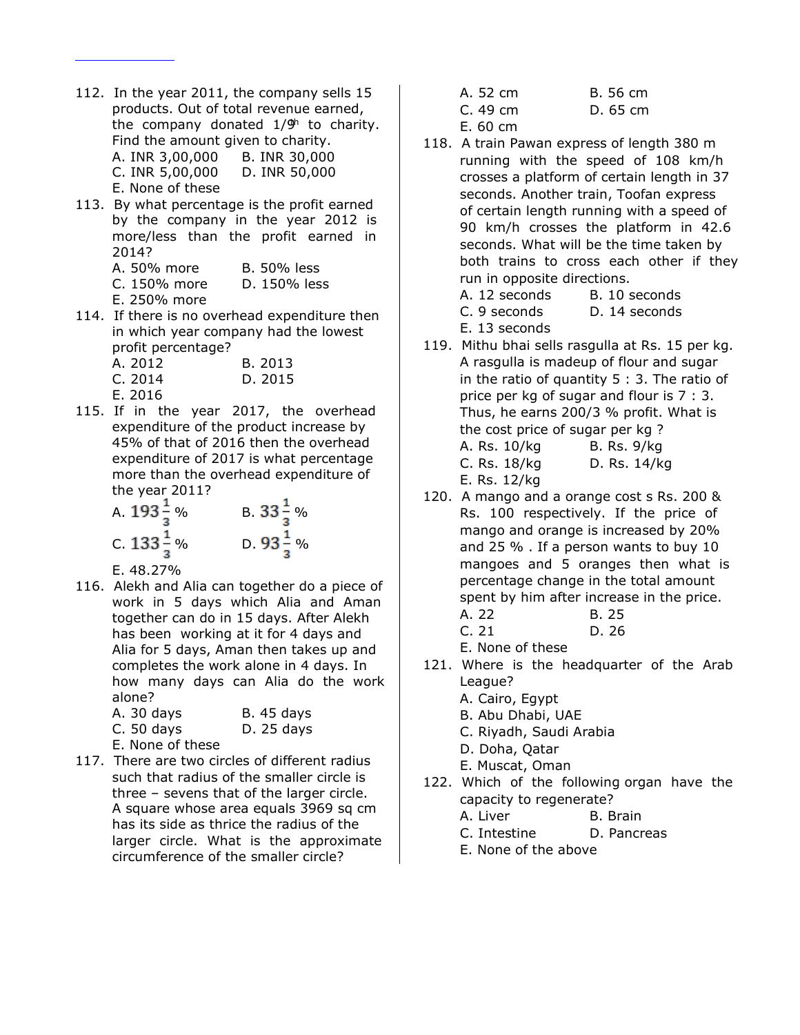112. In the year 2011, the company sells 15 products. Out of total revenue earned, the company donated 1/9th to charity. Find the amount given to charity.

A. INR 3,00,000 B. INR 30,000
C. INR 5,00,000 D. INR 50,000
E. None of these

113. By what percentage is the profit earned by the company in the year 2012 is more/less than the profit earned in 2014?

A. 50% more B. 50% less
C. 150% more D. 150% less
E. 250% more

114. If there is no overhead expenditure then in which year company had the lowest profit percentage?

A. 2012 B. 2013
C. 2014 D. 2015
E. 2016

115. If in the year 2017, the overhead expenditure of the product increase by 45% of that of 2016 then the overhead expenditure of 2017 is what percentage more than the overhead expenditure of the year 2011?

A. $193\frac{1}{3}$% B. $33\frac{1}{3}$%
C. $133\frac{1}{3}$% D. $93\frac{1}{3}$%
E. 48.27%

116. Alekh and Alia can together do a piece of work in 5 days which Alia and Aman together can do in 15 days. After Alekh has been working at it for 4 days and Alia for 5 days, Aman then takes up and completes the work alone in 4 days. In how many days can Alia do the work alone?

A. 30 days B. 45 days
C. 50 days D. 25 days
E. None of these

117. There are two circles of different radius such that radius of the smaller circle is three – sevens that of the larger circle. A square whose area equals 3969 sq cm has its side as thrice the radius of the larger circle. What is the approximate circumference of the smaller circle?

A. 52 cm B. 56 cm
C. 49 cm D. 65 cm
E. 60 cm

118. A train Pawan express of length 380 m running with the speed of 108 km/h crosses a platform of certain length in 37 seconds. Another train, Toofan express of certain length running with a speed of 90 km/h crosses the platform in 42.6 seconds. What will be the time taken by both trains to cross each other if they run in opposite directions.

A. 12 seconds B. 10 seconds
C. 9 seconds D. 14 seconds
E. 13 seconds

119. Mithu bhai sells rasgulla at Rs. 15 per kg. A rasgulla is madeup of flour and sugar in the ratio of quantity 5 : 3. The ratio of price per kg of sugar and flour is 7 : 3. Thus, he earns 200/3 % profit. What is the cost price of sugar per kg ?

A. Rs. 10/kg B. Rs. 9/kg
C. Rs. 18/kg D. Rs. 14/kg
E. Rs. 12/kg

120. A mango and a orange cost s Rs. 200 & Rs. 100 respectively. If the price of mango and orange is increased by 20% and 25 % . If a person wants to buy 10 mangoes and 5 oranges then what is percentage change in the total amount spent by him after increase in the price.

A. 22 B. 25
C. 21 D. 26
E. None of these

121. Where is the headquarter of the Arab League?

A. Cairo, Egypt
B. Abu Dhabi, UAE
C. Riyadh, Saudi Arabia
D. Doha, Qatar
E. Muscat, Oman

122. Which of the following organ have the capacity to regenerate?

A. Liver B. Brain
C. Intestine D. Pancreas
E. None of the above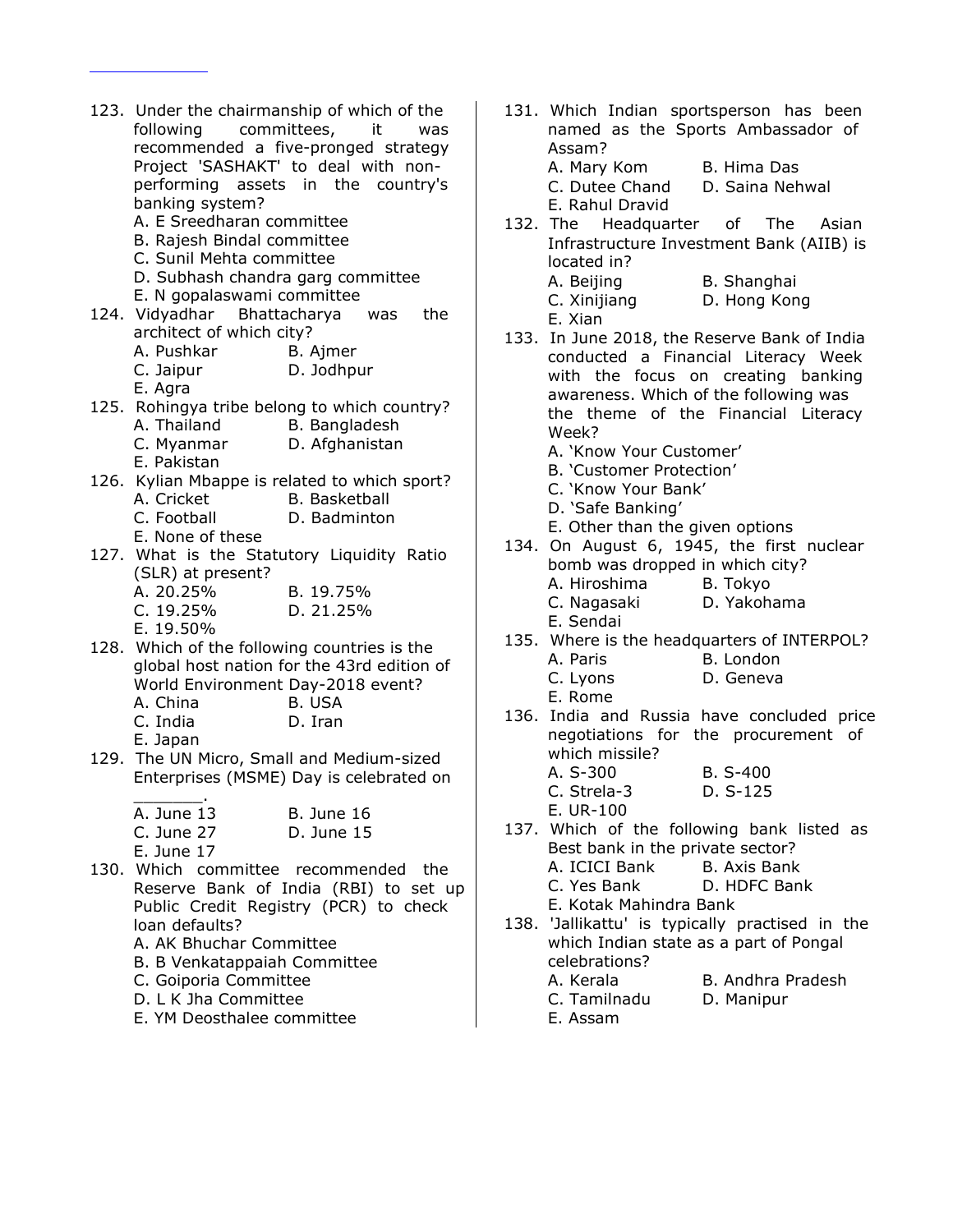123. Under the chairmanship of which of the following committees, it was recommended a five-pronged strategy Project 'SASHAKT' to deal with non-performing assets in the country's banking system?
A. E Sreedharan committee
B. Rajesh Bindal committee
C. Sunil Mehta committee
D. Subhash chandra garg committee
E. N gopalaswami committee

124. Vidyadhar Bhattacharya was the architect of which city?
A. Pushkar B. Ajmer
C. Jaipur D. Jodhpur
E. Agra

125. Rohingya tribe belong to which country?
A. Thailand B. Bangladesh
C. Myanmar D. Afghanistan
E. Pakistan

126. Kylian Mbappe is related to which sport?
A. Cricket B. Basketball
C. Football D. Badminton
E. None of these

127. What is the Statutory Liquidity Ratio (SLR) at present?
A. 20.25% B. 19.75%
C. 19.25% D. 21.25%
E. 19.50%

128. Which of the following countries is the global host nation for the 43rd edition of World Environment Day-2018 event?
A. China B. USA
C. India D. Iran
E. Japan

129. The UN Micro, Small and Medium-sized Enterprises (MSME) Day is celebrated on _______.
A. June 13 B. June 16
C. June 27 D. June 15
E. June 17

130. Which committee recommended the Reserve Bank of India (RBI) to set up Public Credit Registry (PCR) to check loan defaults?
A. AK Bhuchar Committee
B. B Venkatappaiah Committee
C. Goiporia Committee
D. L K Jha Committee
E. YM Deosthalee committee

131. Which Indian sportsperson has been named as the Sports Ambassador of Assam?
A. Mary Kom B. Hima Das
C. Dutee Chand D. Saina Nehwal
E. Rahul Dravid

132. The Headquarter of The Asian Infrastructure Investment Bank (AIIB) is located in?
A. Beijing B. Shanghai
C. Xinijiang D. Hong Kong
E. Xian

133. In June 2018, the Reserve Bank of India conducted a Financial Literacy Week with the focus on creating banking awareness. Which of the following was the theme of the Financial Literacy Week?
A. 'Know Your Customer'
B. 'Customer Protection'
C. 'Know Your Bank'
D. 'Safe Banking'
E. Other than the given options

134. On August 6, 1945, the first nuclear bomb was dropped in which city?
A. Hiroshima B. Tokyo
C. Nagasaki D. Yakohama
E. Sendai

135. Where is the headquarters of INTERPOL?
A. Paris B. London
C. Lyons D. Geneva
E. Rome

136. India and Russia have concluded price negotiations for the procurement of which missile?
A. S-300 B. S-400
C. Strela-3 D. S-125
E. UR-100

137. Which of the following bank listed as Best bank in the private sector?
A. ICICI Bank B. Axis Bank
C. Yes Bank D. HDFC Bank
E. Kotak Mahindra Bank

138. 'Jallikattu' is typically practised in the which Indian state as a part of Pongal celebrations?
A. Kerala B. Andhra Pradesh
C. Tamilnadu D. Manipur
E. Assam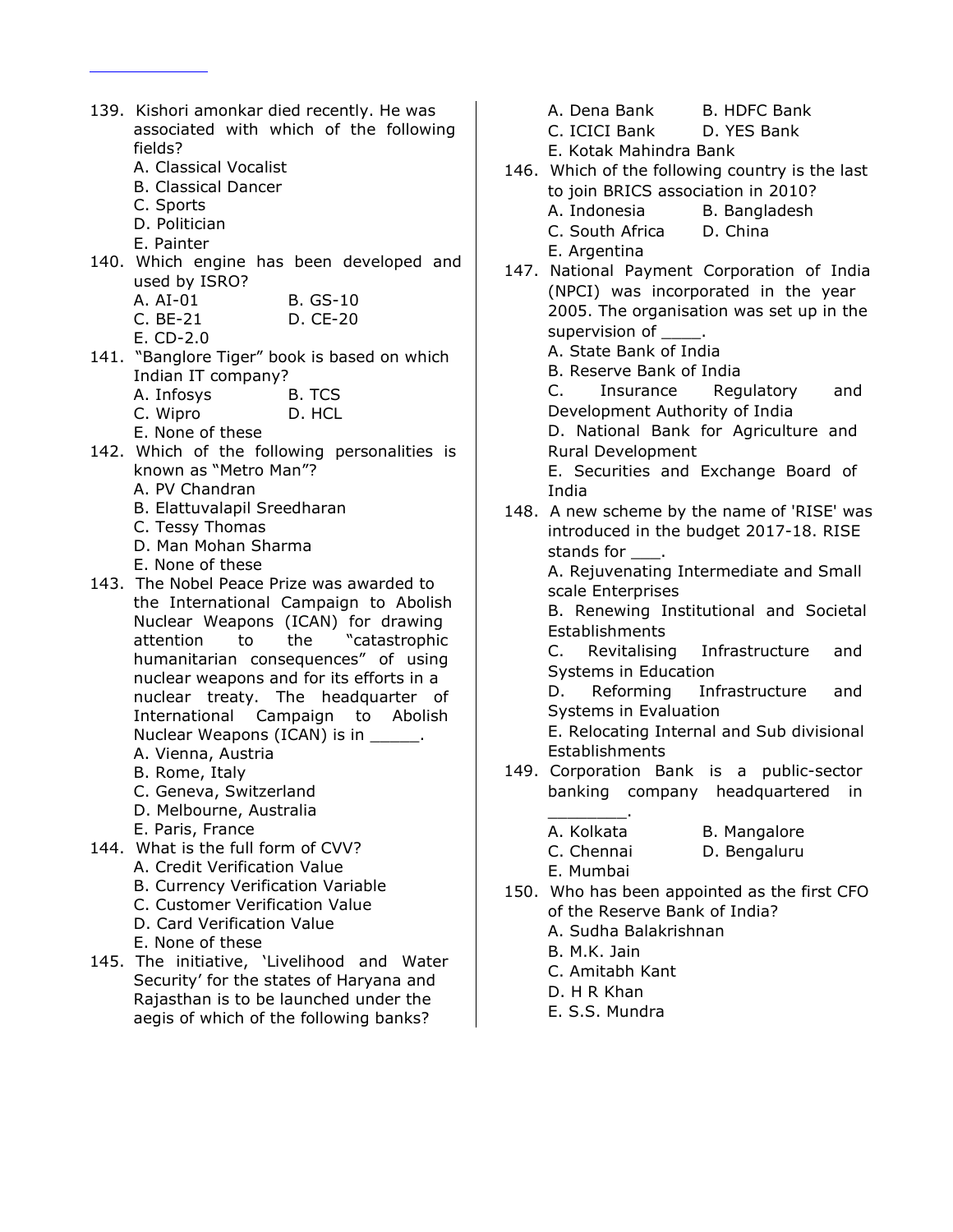139. Kishori amonkar died recently. He was associated with which of the following fields?
   A. Classical Vocalist
   B. Classical Dancer
   C. Sports
   D. Politician
   E. Painter

140. Which engine has been developed and used by ISRO?
   A. AI-01 B. GS-10
   C. BE-21 D. CE-20
   E. CD-2.0

141. "Banglore Tiger" book is based on which Indian IT company?
   A. Infosys B. TCS
   C. Wipro D. HCL
   E. None of these

142. Which of the following personalities is known as "Metro Man"?
   A. PV Chandran
   B. Elattuvalapil Sreedharan
   C. Tessy Thomas
   D. Man Mohan Sharma
   E. None of these

143. The Nobel Peace Prize was awarded to the International Campaign to Abolish Nuclear Weapons (ICAN) for drawing attention to the "catastrophic humanitarian consequences" of using nuclear weapons and for its efforts in a nuclear treaty. The headquarter of International Campaign to Abolish Nuclear Weapons (ICAN) is in _____.
   A. Vienna, Austria
   B. Rome, Italy
   C. Geneva, Switzerland
   D. Melbourne, Australia
   E. Paris, France

144. What is the full form of CVV?
   A. Credit Verification Value
   B. Currency Verification Variable
   C. Customer Verification Value
   D. Card Verification Value
   E. None of these

145. The initiative, 'Livelihood and Water Security' for the states of Haryana and Rajasthan is to be launched under the aegis of which of the following banks?
   A. Dena Bank B. HDFC Bank
   C. ICICI Bank D. YES Bank
   E. Kotak Mahindra Bank

146. Which of the following country is the last to join BRICS association in 2010?
   A. Indonesia B. Bangladesh
   C. South Africa D. China
   E. Argentina

147. National Payment Corporation of India (NPCI) was incorporated in the year 2005. The organisation was set up in the supervision of ____.
   A. State Bank of India
   B. Reserve Bank of India
   C. Insurance Regulatory and Development Authority of India
   D. National Bank for Agriculture and Rural Development
   E. Securities and Exchange Board of India

148. A new scheme by the name of 'RISE' was introduced in the budget 2017-18. RISE stands for ___.
   A. Rejuvenating Intermediate and Small scale Enterprises
   B. Renewing Institutional and Societal Establishments
   C. Revitalising Infrastructure and Systems in Education
   D. Reforming Infrastructure and Systems in Evaluation
   E. Relocating Internal and Sub divisional Establishments

149. Corporation Bank is a public-sector banking company headquartered in ________.
   A. Kolkata B. Mangalore
   C. Chennai D. Bengaluru
   E. Mumbai

150. Who has been appointed as the first CFO of the Reserve Bank of India?
   A. Sudha Balakrishnan
   B. M.K. Jain
   C. Amitabh Kant
   D. H R Khan
   E. S.S. Mundra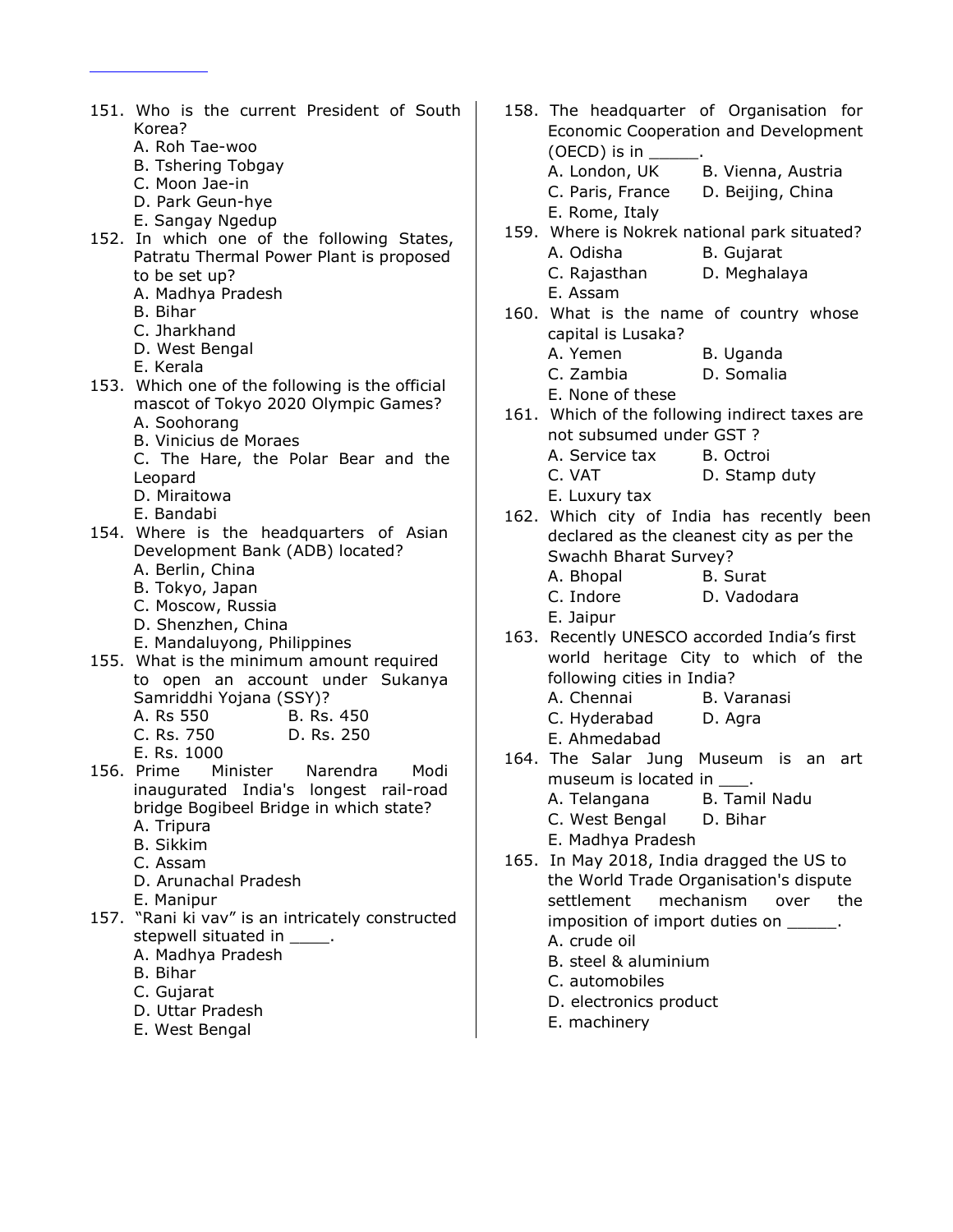151. Who is the current President of South Korea?
    A. Roh Tae-woo
    B. Tshering Tobgay
    C. Moon Jae-in
    D. Park Geun-hye
    E. Sangay Ngedup

152. In which one of the following States, Patratu Thermal Power Plant is proposed to be set up?
    A. Madhya Pradesh
    B. Bihar
    C. Jharkhand
    D. West Bengal
    E. Kerala

153. Which one of the following is the official mascot of Tokyo 2020 Olympic Games?
    A. Soohorang
    B. Vinicius de Moraes
    C. The Hare, the Polar Bear and the Leopard
    D. Miraitowa
    E. Bandabi

154. Where is the headquarters of Asian Development Bank (ADB) located?
    A. Berlin, China
    B. Tokyo, Japan
    C. Moscow, Russia
    D. Shenzhen, China
    E. Mandaluyong, Philippines

155. What is the minimum amount required to open an account under Sukanya Samriddhi Yojana (SSY)?
    A. Rs 550 B. Rs. 450
    C. Rs. 750 D. Rs. 250
    E. Rs. 1000

156. Prime Minister Narendra Modi inaugurated India's longest rail-road bridge Bogibeel Bridge in which state?
    A. Tripura
    B. Sikkim
    C. Assam
    D. Arunachal Pradesh
    E. Manipur

157. "Rani ki vav" is an intricately constructed stepwell situated in ____.
    A. Madhya Pradesh
    B. Bihar
    C. Gujarat
    D. Uttar Pradesh
    E. West Bengal

158. The headquarter of Organisation for Economic Cooperation and Development (OECD) is in _____.
    A. London, UK B. Vienna, Austria
    C. Paris, France D. Beijing, China
    E. Rome, Italy

159. Where is Nokrek national park situated?
    A. Odisha B. Gujarat
    C. Rajasthan D. Meghalaya
    E. Assam

160. What is the name of country whose capital is Lusaka?
    A. Yemen B. Uganda
    C. Zambia D. Somalia
    E. None of these

161. Which of the following indirect taxes are not subsumed under GST ?
    A. Service tax B. Octroi
    C. VAT D. Stamp duty
    E. Luxury tax

162. Which city of India has recently been declared as the cleanest city as per the Swachh Bharat Survey?
    A. Bhopal B. Surat
    C. Indore D. Vadodara
    E. Jaipur

163. Recently UNESCO accorded India's first world heritage City to which of the following cities in India?
    A. Chennai B. Varanasi
    C. Hyderabad D. Agra
    E. Ahmedabad

164. The Salar Jung Museum is an art museum is located in ___.
    A. Telangana B. Tamil Nadu
    C. West Bengal D. Bihar
    E. Madhya Pradesh

165. In May 2018, India dragged the US to the World Trade Organisation's dispute settlement mechanism over the imposition of import duties on _____.
    A. crude oil
    B. steel & aluminium
    C. automobiles
    D. electronics product
    E. machinery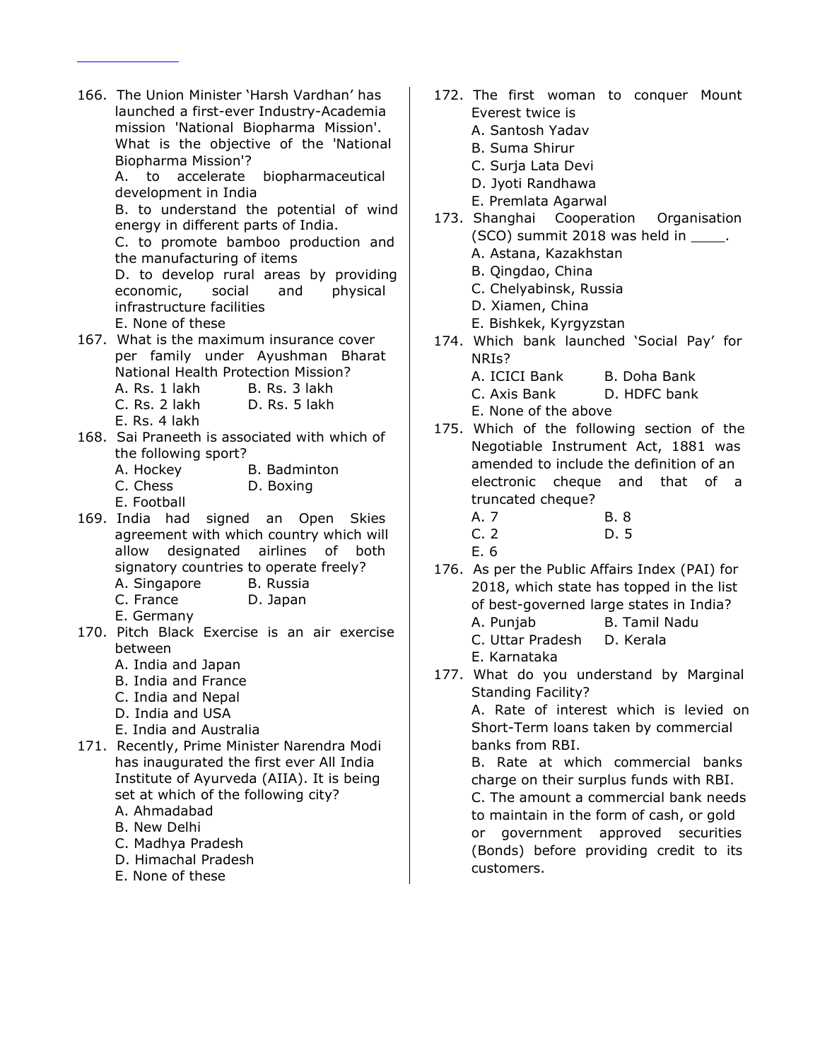166. The Union Minister 'Harsh Vardhan' has launched a first-ever Industry-Academia mission 'National Biopharma Mission'. What is the objective of the 'National Biopharma Mission'?
A. to accelerate biopharmaceutical development in India
B. to understand the potential of wind energy in different parts of India.
C. to promote bamboo production and the manufacturing of items
D. to develop rural areas by providing economic, social and physical infrastructure facilities
E. None of these

167. What is the maximum insurance cover per family under Ayushman Bharat National Health Protection Mission?
A. Rs. 1 lakh
B. Rs. 3 lakh
C. Rs. 2 lakh
D. Rs. 5 lakh
E. Rs. 4 lakh

168. Sai Praneeth is associated with which of the following sport?
A. Hockey
B. Badminton
C. Chess
D. Boxing
E. Football

169. India had signed an Open Skies agreement with which country which will allow designated airlines of both signatory countries to operate freely?
A. Singapore
B. Russia
C. France
D. Japan
E. Germany

170. Pitch Black Exercise is an air exercise between
A. India and Japan
B. India and France
C. India and Nepal
D. India and USA
E. India and Australia

171. Recently, Prime Minister Narendra Modi has inaugurated the first ever All India Institute of Ayurveda (AIIA). It is being set at which of the following city?
A. Ahmadabad
B. New Delhi
C. Madhya Pradesh
D. Himachal Pradesh
E. None of these

172. The first woman to conquer Mount Everest twice is
A. Santosh Yadav
B. Suma Shirur
C. Surja Lata Devi
D. Jyoti Randhawa
E. Premlata Agarwal

173. Shanghai Cooperation Organisation (SCO) summit 2018 was held in ____.
A. Astana, Kazakhstan
B. Qingdao, China
C. Chelyabinsk, Russia
D. Xiamen, China
E. Bishkek, Kyrgyzstan

174. Which bank launched 'Social Pay' for NRIs?
A. ICICI Bank
B. Doha Bank
C. Axis Bank
D. HDFC bank
E. None of the above

175. Which of the following section of the Negotiable Instrument Act, 1881 was amended to include the definition of an electronic cheque and that of a truncated cheque?
A. 7
B. 8
C. 2
D. 5
E. 6

176. As per the Public Affairs Index (PAI) for 2018, which state has topped in the list of best-governed large states in India?
A. Punjab
B. Tamil Nadu
C. Uttar Pradesh
D. Kerala
E. Karnataka

177. What do you understand by Marginal Standing Facility?
A. Rate of interest which is levied on Short-Term loans taken by commercial banks from RBI.
B. Rate at which commercial banks charge on their surplus funds with RBI.
C. The amount a commercial bank needs to maintain in the form of cash, or gold or government approved securities (Bonds) before providing credit to its customers.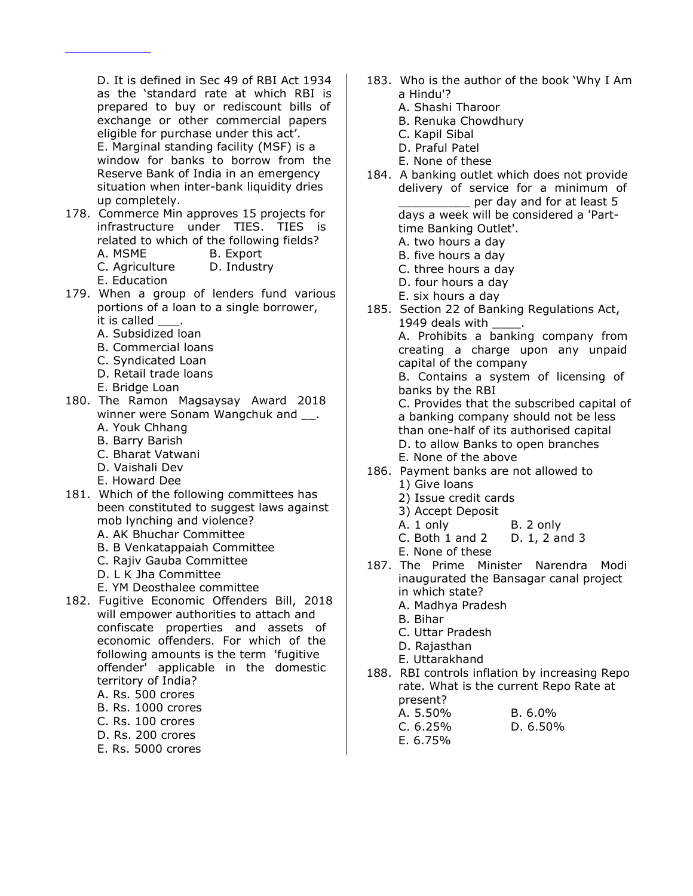D. It is defined in Sec 49 of RBI Act 1934 as the 'standard rate at which RBI is prepared to buy or rediscount bills of exchange or other commercial papers eligible for purchase under this act'.
E. Marginal standing facility (MSF) is a window for banks to borrow from the Reserve Bank of India in an emergency situation when inter-bank liquidity dries up completely.

178. Commerce Min approves 15 projects for infrastructure under TIES. TIES is related to which of the following fields?
A. MSME
B. Export
C. Agriculture
D. Industry
E. Education

179. When a group of lenders fund various portions of a loan to a single borrower, it is called ___.
A. Subsidized loan
B. Commercial loans
C. Syndicated Loan
D. Retail trade loans
E. Bridge Loan

180. The Ramon Magsaysay Award 2018 winner were Sonam Wangchuk and __.
A. Youk Chhang
B. Barry Barish
C. Bharat Vatwani
D. Vaishali Dev
E. Howard Dee

181. Which of the following committees has been constituted to suggest laws against mob lynching and violence?
A. AK Bhuchar Committee
B. B Venkatappaiah Committee
C. Rajiv Gauba Committee
D. L K Jha Committee
E. YM Deosthalee committee

182. Fugitive Economic Offenders Bill, 2018 will empower authorities to attach and confiscate properties and assets of economic offenders. For which of the following amounts is the term 'fugitive offender' applicable in the domestic territory of India?
A. Rs. 500 crores
B. Rs. 1000 crores
C. Rs. 100 crores
D. Rs. 200 crores
E. Rs. 5000 crores

183. Who is the author of the book 'Why I Am a Hindu'?
A. Shashi Tharoor
B. Renuka Chowdhury
C. Kapil Sibal
D. Praful Patel
E. None of these

184. A banking outlet which does not provide delivery of service for a minimum of __________ per day and for at least 5 days a week will be considered a 'Part-time Banking Outlet'.
A. two hours a day
B. five hours a day
C. three hours a day
D. four hours a day
E. six hours a day

185. Section 22 of Banking Regulations Act, 1949 deals with ____.
A. Prohibits a banking company from creating a charge upon any unpaid capital of the company
B. Contains a system of licensing of banks by the RBI
C. Provides that the subscribed capital of a banking company should not be less than one-half of its authorised capital
D. to allow Banks to open branches
E. None of the above

186. Payment banks are not allowed to
1) Give loans
2) Issue credit cards
3) Accept Deposit
A. 1 only
B. 2 only
C. Both 1 and 2
D. 1, 2 and 3
E. None of these

187. The Prime Minister Narendra Modi inaugurated the Bansagar canal project in which state?
A. Madhya Pradesh
B. Bihar
C. Uttar Pradesh
D. Rajasthan
E. Uttarakhand

188. RBI controls inflation by increasing Repo rate. What is the current Repo Rate at present?
A. 5.50%
B. 6.0%
C. 6.25%
D. 6.50%
E. 6.75%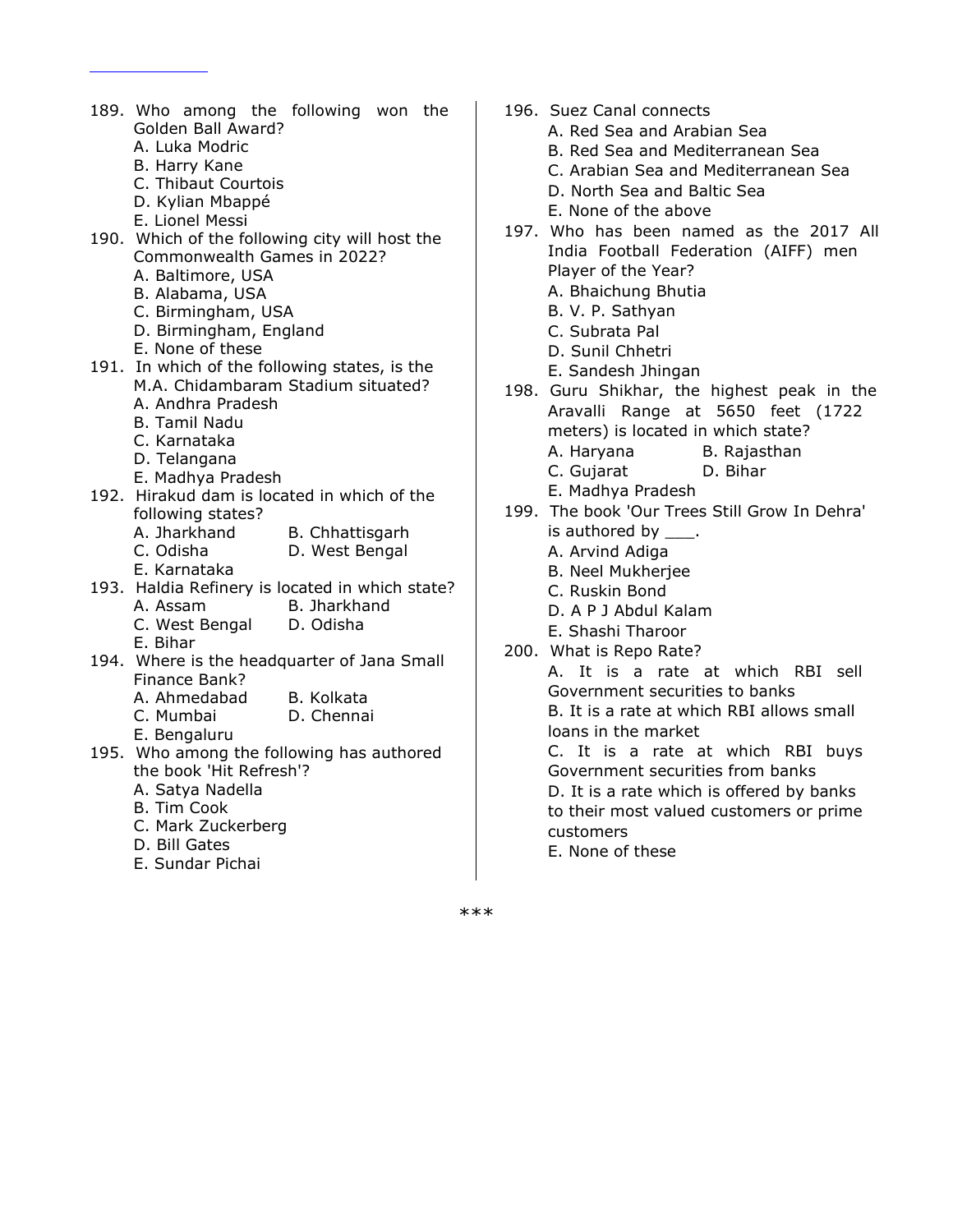189. Who among the following won the Golden Ball Award?
    A. Luka Modric
    B. Harry Kane
    C. Thibaut Courtois
    D. Kylian Mbappé
    E. Lionel Messi

190. Which of the following city will host the Commonwealth Games in 2022?
    A. Baltimore, USA
    B. Alabama, USA
    C. Birmingham, USA
    D. Birmingham, England
    E. None of these

191. In which of the following states, is the M.A. Chidambaram Stadium situated?
    A. Andhra Pradesh
    B. Tamil Nadu
    C. Karnataka
    D. Telangana
    E. Madhya Pradesh

192. Hirakud dam is located in which of the following states?
    A. Jharkhand
    B. Chhattisgarh
    C. Odisha
    D. West Bengal
    E. Karnataka

193. Haldia Refinery is located in which state?
    A. Assam
    B. Jharkhand
    C. West Bengal
    D. Odisha
    E. Bihar

194. Where is the headquarter of Jana Small Finance Bank?
    A. Ahmedabad
    B. Kolkata
    C. Mumbai
    D. Chennai
    E. Bengaluru

195. Who among the following has authored the book 'Hit Refresh'?
    A. Satya Nadella
    B. Tim Cook
    C. Mark Zuckerberg
    D. Bill Gates
    E. Sundar Pichai

196. Suez Canal connects
    A. Red Sea and Arabian Sea
    B. Red Sea and Mediterranean Sea
    C. Arabian Sea and Mediterranean Sea
    D. North Sea and Baltic Sea
    E. None of the above

197. Who has been named as the 2017 All India Football Federation (AIFF) men Player of the Year?
    A. Bhaichung Bhutia
    B. V. P. Sathyan
    C. Subrata Pal
    D. Sunil Chhetri
    E. Sandesh Jhingan

198. Guru Shikhar, the highest peak in the Aravalli Range at 5650 feet (1722 meters) is located in which state?
    A. Haryana
    B. Rajasthan
    C. Gujarat
    D. Bihar
    E. Madhya Pradesh

199. The book 'Our Trees Still Grow In Dehra' is authored by ___.
    A. Arvind Adiga
    B. Neel Mukherjee
    C. Ruskin Bond
    D. A P J Abdul Kalam
    E. Shashi Tharoor

200. What is Repo Rate?
    A. It is a rate at which RBI sell Government securities to banks
    B. It is a rate at which RBI allows small loans in the market
    C. It is a rate at which RBI buys Government securities from banks
    D. It is a rate which is offered by banks to their most valued customers or prime customers
    E. None of these

***